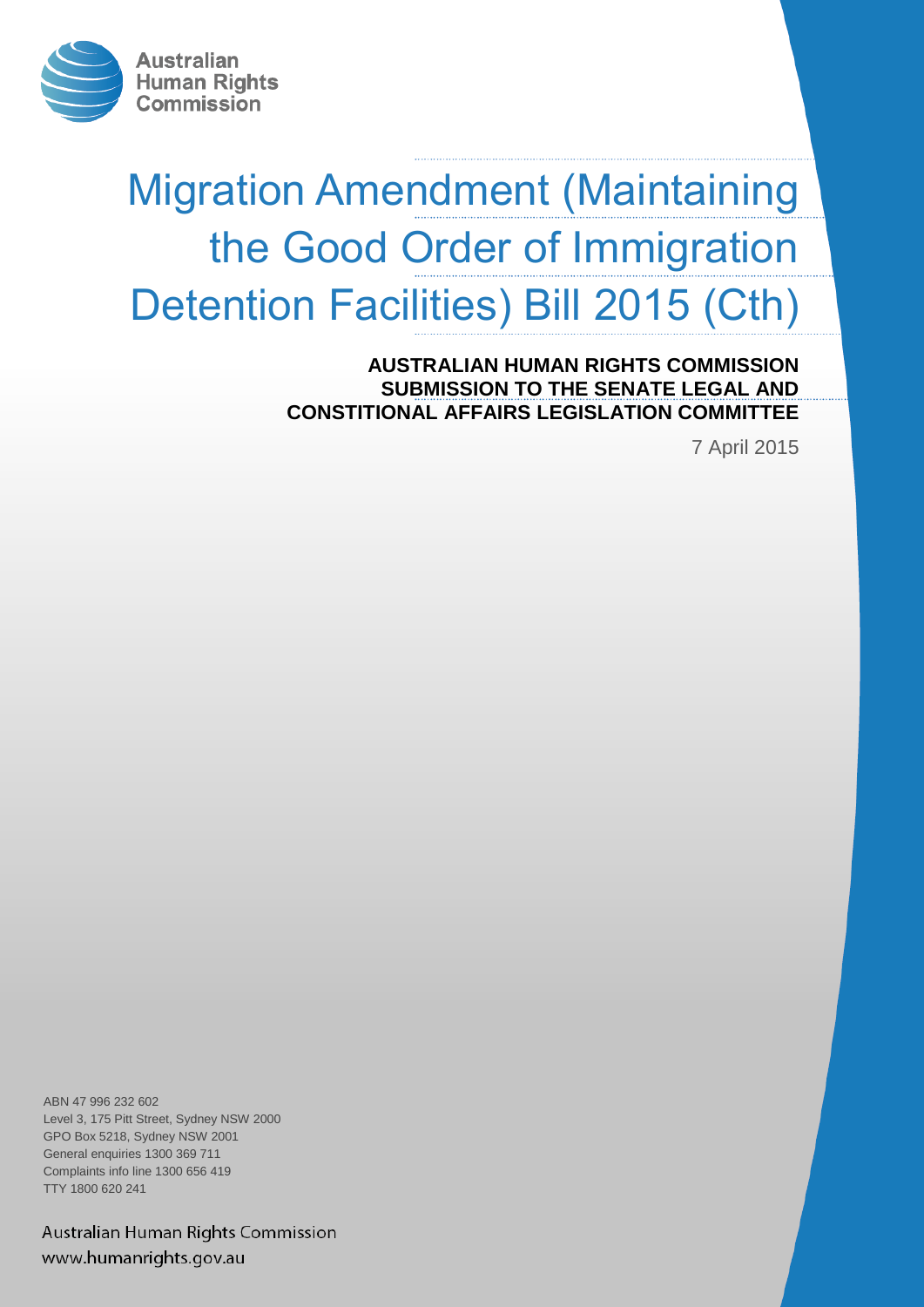Australian Human Rights Commission

# Migration Amendment (Maintaining the Good Order of Immigration Detention Facilities) Bill 2015 (Cth)

**AUSTRALIAN HUMAN RIGHTS COMMISSION SUBMISSION TO THE SENATE LEGAL AND CONSTITIONAL AFFAIRS LEGISLATION COMMITTEE**

7 April 2015

ABN 47 996 232 602
Level 3, 175 Pitt Street, Sydney NSW 2000
GPO Box 5218, Sydney NSW 2001
General enquiries 1300 369 711
Complaints info line 1300 656 419
TTY 1800 620 241

Australian Human Rights Commission
www.humanrights.gov.au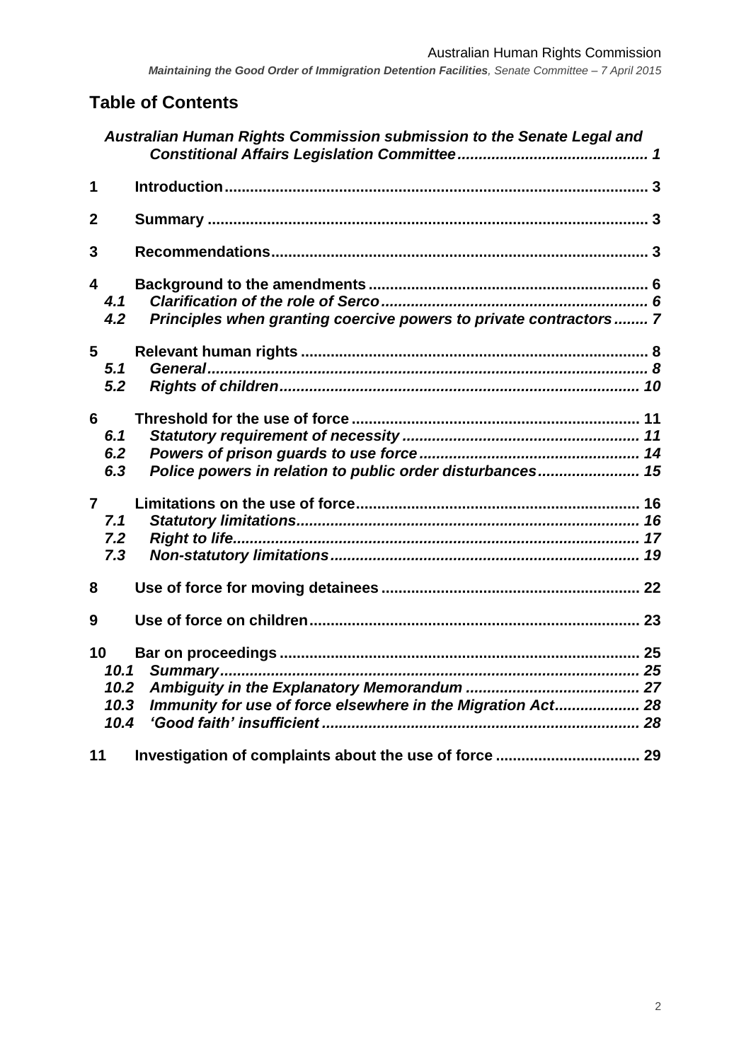# Table of Contents

***Australian Human Rights Commission submission to the Senate Legal and Constitutional Affairs Legislation Committee*** ... ***1***

**1 Introduction** ... **3**

**2 Summary** ... **3**

**3 Recommendations** ... **3**

**4 Background to the amendments** ... **6**
- ***4.1 Clarification of the role of Serco*** ... ***6***
- ***4.2 Principles when granting coercive powers to private contractors*** ... ***7***

**5 Relevant human rights** ... **8**
- ***5.1 General*** ... ***8***
- ***5.2 Rights of children*** ... ***10***

**6 Threshold for the use of force** ... **11**
- ***6.1 Statutory requirement of necessity*** ... ***11***
- ***6.2 Powers of prison guards to use force*** ... ***14***
- ***6.3 Police powers in relation to public order disturbances*** ... ***15***

**7 Limitations on the use of force** ... **16**
- ***7.1 Statutory limitations*** ... ***16***
- ***7.2 Right to life*** ... ***17***
- ***7.3 Non-statutory limitations*** ... ***19***

**8 Use of force for moving detainees** ... **22**

**9 Use of force on children** ... **23**

**10 Bar on proceedings** ... **25**
- ***10.1 Summary*** ... ***25***
- ***10.2 Ambiguity in the Explanatory Memorandum*** ... ***27***
- ***10.3 Immunity for use of force elsewhere in the Migration Act*** ... ***28***
- ***10.4 'Good faith' insufficient*** ... ***28***

**11 Investigation of complaints about the use of force** ... **29**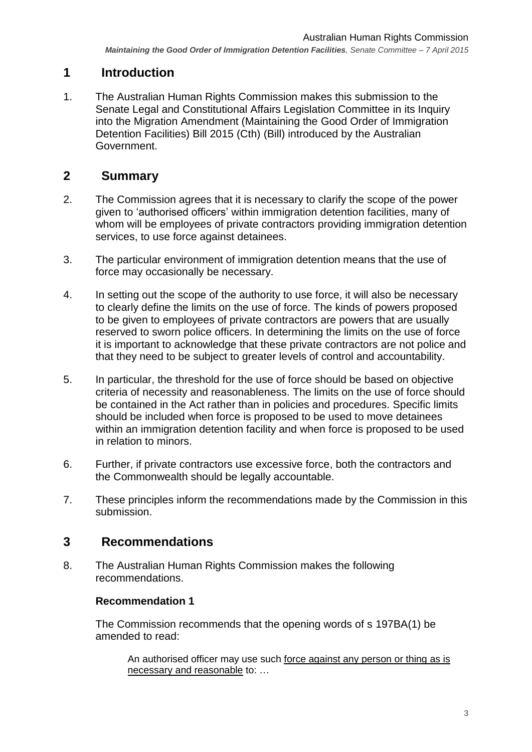# 1 Introduction

1. The Australian Human Rights Commission makes this submission to the Senate Legal and Constitutional Affairs Legislation Committee in its Inquiry into the Migration Amendment (Maintaining the Good Order of Immigration Detention Facilities) Bill 2015 (Cth) (Bill) introduced by the Australian Government.

# 2 Summary

2. The Commission agrees that it is necessary to clarify the scope of the power given to 'authorised officers' within immigration detention facilities, many of whom will be employees of private contractors providing immigration detention services, to use force against detainees.

3. The particular environment of immigration detention means that the use of force may occasionally be necessary.

4. In setting out the scope of the authority to use force, it will also be necessary to clearly define the limits on the use of force. The kinds of powers proposed to be given to employees of private contractors are powers that are usually reserved to sworn police officers. In determining the limits on the use of force it is important to acknowledge that these private contractors are not police and that they need to be subject to greater levels of control and accountability.

5. In particular, the threshold for the use of force should be based on objective criteria of necessity and reasonableness. The limits on the use of force should be contained in the Act rather than in policies and procedures. Specific limits should be included when force is proposed to be used to move detainees within an immigration detention facility and when force is proposed to be used in relation to minors.

6. Further, if private contractors use excessive force, both the contractors and the Commonwealth should be legally accountable.

7. These principles inform the recommendations made by the Commission in this submission.

# 3 Recommendations

8. The Australian Human Rights Commission makes the following recommendations.

### Recommendation 1

The Commission recommends that the opening words of s 197BA(1) be amended to read:

> An authorised officer may use such <u>force against any person or thing as is necessary and reasonable</u> to: …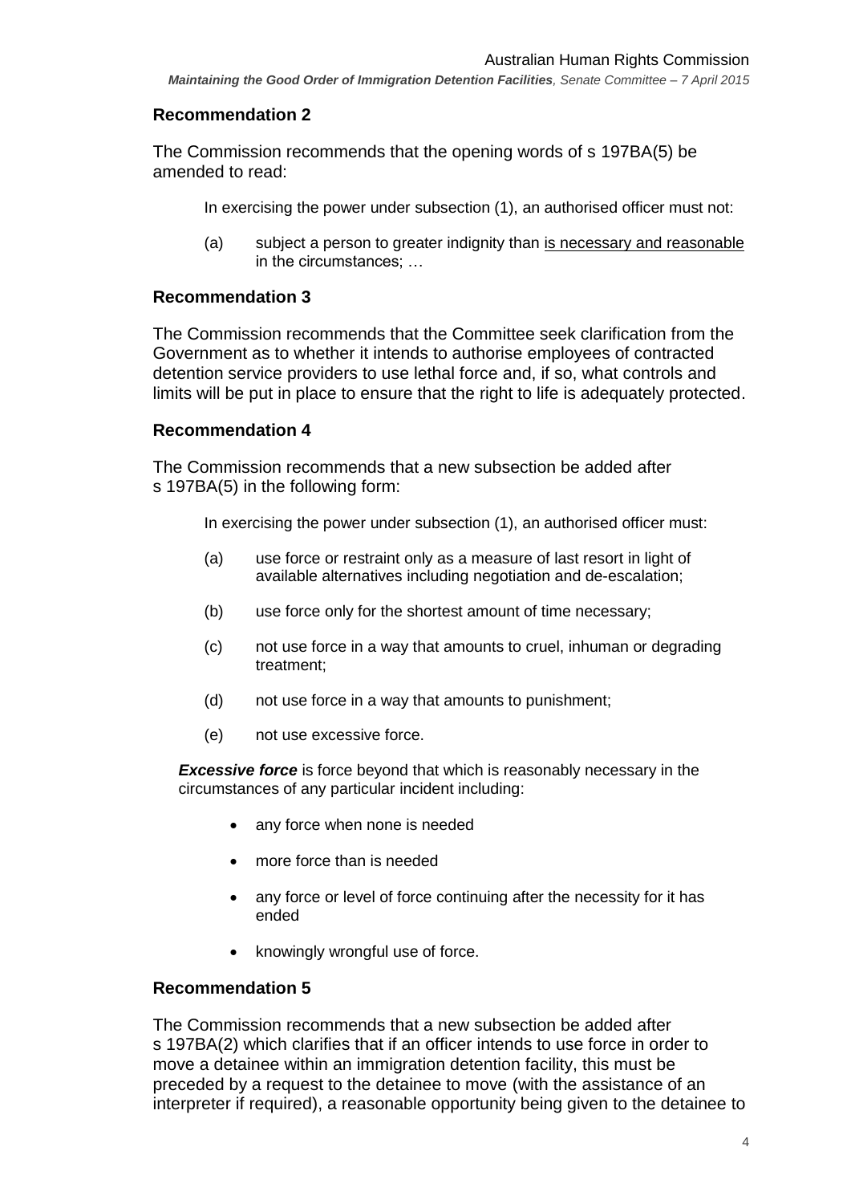### Recommendation 2

The Commission recommends that the opening words of s 197BA(5) be amended to read:

> In exercising the power under subsection (1), an authorised officer must not:
>
> (a) subject a person to greater indignity than <u>is necessary and reasonable</u> in the circumstances; …

### Recommendation 3

The Commission recommends that the Committee seek clarification from the Government as to whether it intends to authorise employees of contracted detention service providers to use lethal force and, if so, what controls and limits will be put in place to ensure that the right to life is adequately protected.

### Recommendation 4

The Commission recommends that a new subsection be added after s 197BA(5) in the following form:

> In exercising the power under subsection (1), an authorised officer must:
>
> (a) use force or restraint only as a measure of last resort in light of available alternatives including negotiation and de-escalation;
>
> (b) use force only for the shortest amount of time necessary;
>
> (c) not use force in a way that amounts to cruel, inhuman or degrading treatment;
>
> (d) not use force in a way that amounts to punishment;
>
> (e) not use excessive force.
>
> ***Excessive force*** is force beyond that which is reasonably necessary in the circumstances of any particular incident including:
>
> - any force when none is needed
> - more force than is needed
> - any force or level of force continuing after the necessity for it has ended
> - knowingly wrongful use of force.

### Recommendation 5

The Commission recommends that a new subsection be added after s 197BA(2) which clarifies that if an officer intends to use force in order to move a detainee within an immigration detention facility, this must be preceded by a request to the detainee to move (with the assistance of an interpreter if required), a reasonable opportunity being given to the detainee to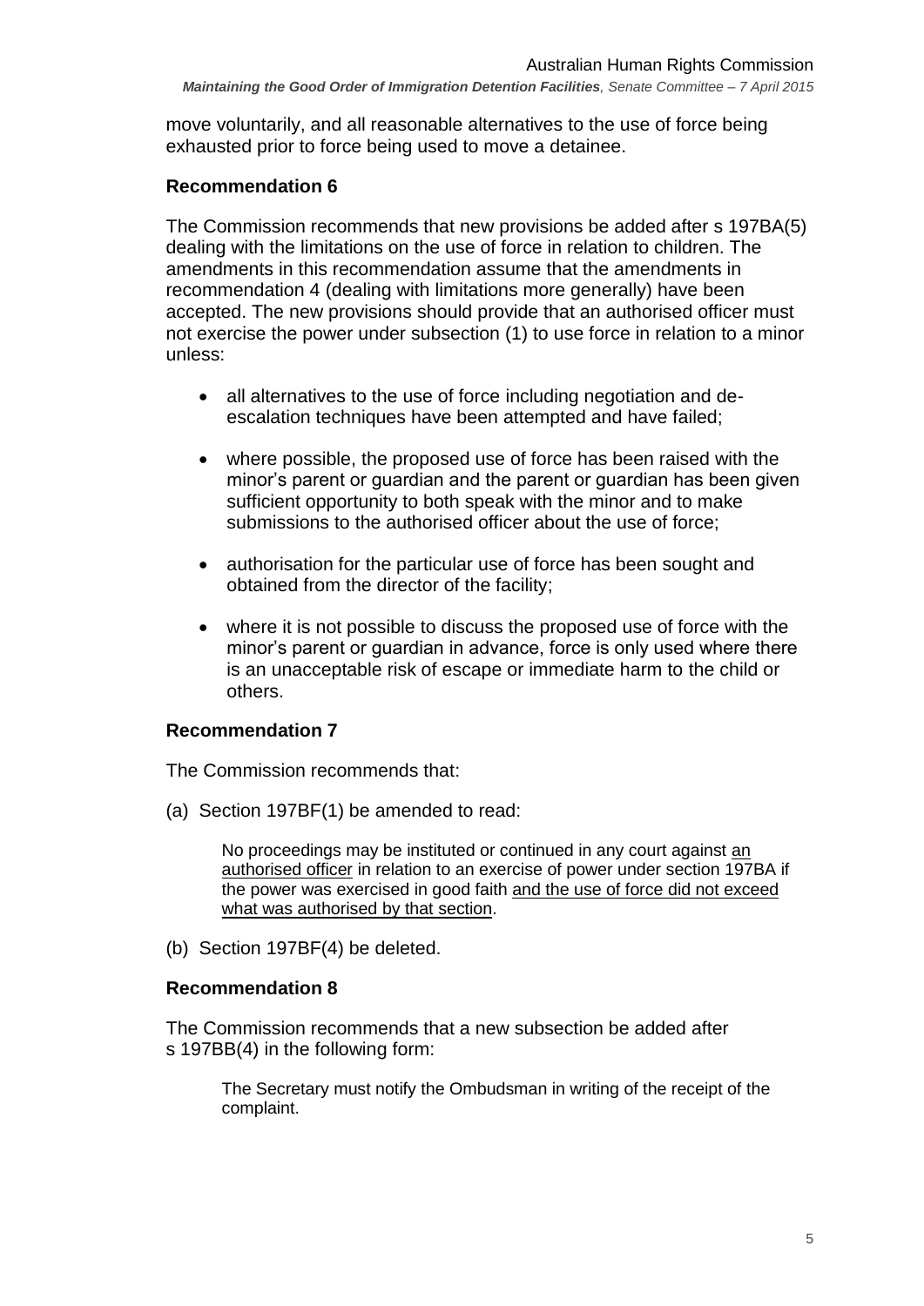move voluntarily, and all reasonable alternatives to the use of force being exhausted prior to force being used to move a detainee.

### Recommendation 6

The Commission recommends that new provisions be added after s 197BA(5) dealing with the limitations on the use of force in relation to children. The amendments in this recommendation assume that the amendments in recommendation 4 (dealing with limitations more generally) have been accepted. The new provisions should provide that an authorised officer must not exercise the power under subsection (1) to use force in relation to a minor unless:

- all alternatives to the use of force including negotiation and de-escalation techniques have been attempted and have failed;
- where possible, the proposed use of force has been raised with the minor's parent or guardian and the parent or guardian has been given sufficient opportunity to both speak with the minor and to make submissions to the authorised officer about the use of force;
- authorisation for the particular use of force has been sought and obtained from the director of the facility;
- where it is not possible to discuss the proposed use of force with the minor's parent or guardian in advance, force is only used where there is an unacceptable risk of escape or immediate harm to the child or others.

### Recommendation 7

The Commission recommends that:

(a) Section 197BF(1) be amended to read:

> No proceedings may be instituted or continued in any court against <u>an authorised officer</u> in relation to an exercise of power under section 197BA if the power was exercised in good faith <u>and the use of force did not exceed what was authorised by that section</u>.

(b) Section 197BF(4) be deleted.

### Recommendation 8

The Commission recommends that a new subsection be added after s 197BB(4) in the following form:

> The Secretary must notify the Ombudsman in writing of the receipt of the complaint.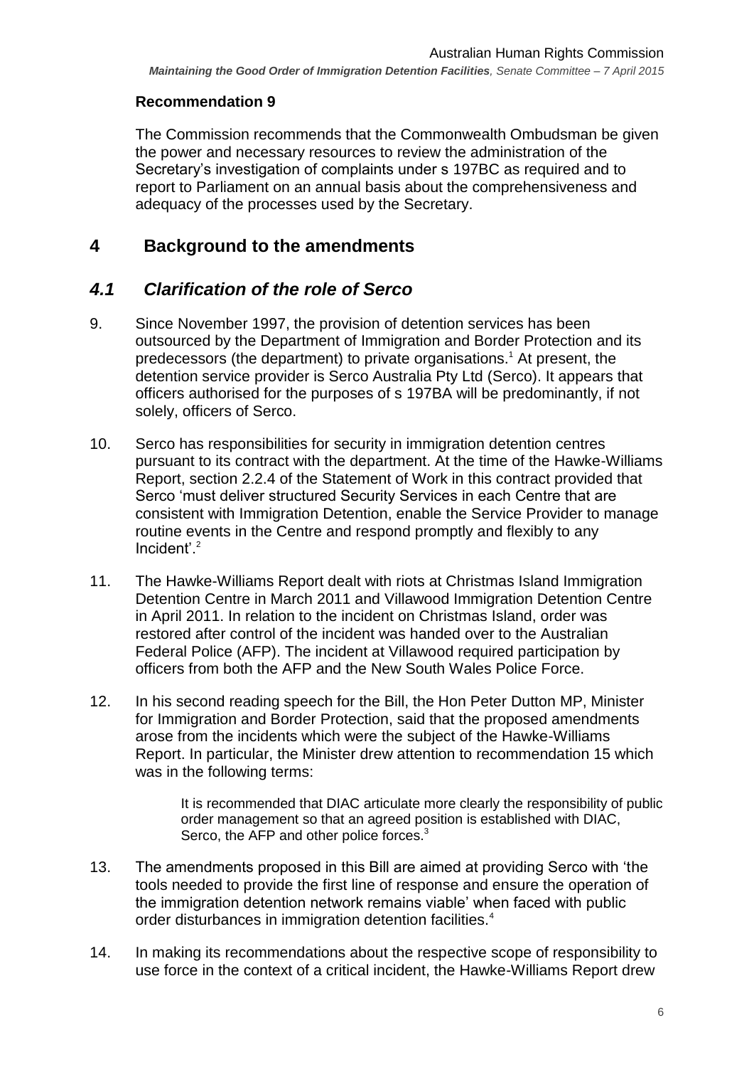**Recommendation 9**

The Commission recommends that the Commonwealth Ombudsman be given the power and necessary resources to review the administration of the Secretary's investigation of complaints under s 197BC as required and to report to Parliament on an annual basis about the comprehensiveness and adequacy of the processes used by the Secretary.

# 4 Background to the amendments

## *4.1 Clarification of the role of Serco*

9. Since November 1997, the provision of detention services has been outsourced by the Department of Immigration and Border Protection and its predecessors (the department) to private organisations.[1] At present, the detention service provider is Serco Australia Pty Ltd (Serco). It appears that officers authorised for the purposes of s 197BA will be predominantly, if not solely, officers of Serco.

10. Serco has responsibilities for security in immigration detention centres pursuant to its contract with the department. At the time of the Hawke-Williams Report, section 2.2.4 of the Statement of Work in this contract provided that Serco 'must deliver structured Security Services in each Centre that are consistent with Immigration Detention, enable the Service Provider to manage routine events in the Centre and respond promptly and flexibly to any Incident'.[2]

11. The Hawke-Williams Report dealt with riots at Christmas Island Immigration Detention Centre in March 2011 and Villawood Immigration Detention Centre in April 2011. In relation to the incident on Christmas Island, order was restored after control of the incident was handed over to the Australian Federal Police (AFP). The incident at Villawood required participation by officers from both the AFP and the New South Wales Police Force.

12. In his second reading speech for the Bill, the Hon Peter Dutton MP, Minister for Immigration and Border Protection, said that the proposed amendments arose from the incidents which were the subject of the Hawke-Williams Report. In particular, the Minister drew attention to recommendation 15 which was in the following terms:

    > It is recommended that DIAC articulate more clearly the responsibility of public order management so that an agreed position is established with DIAC, Serco, the AFP and other police forces.[3]

13. The amendments proposed in this Bill are aimed at providing Serco with 'the tools needed to provide the first line of response and ensure the operation of the immigration detention network remains viable' when faced with public order disturbances in immigration detention facilities.[4]

14. In making its recommendations about the respective scope of responsibility to use force in the context of a critical incident, the Hawke-Williams Report drew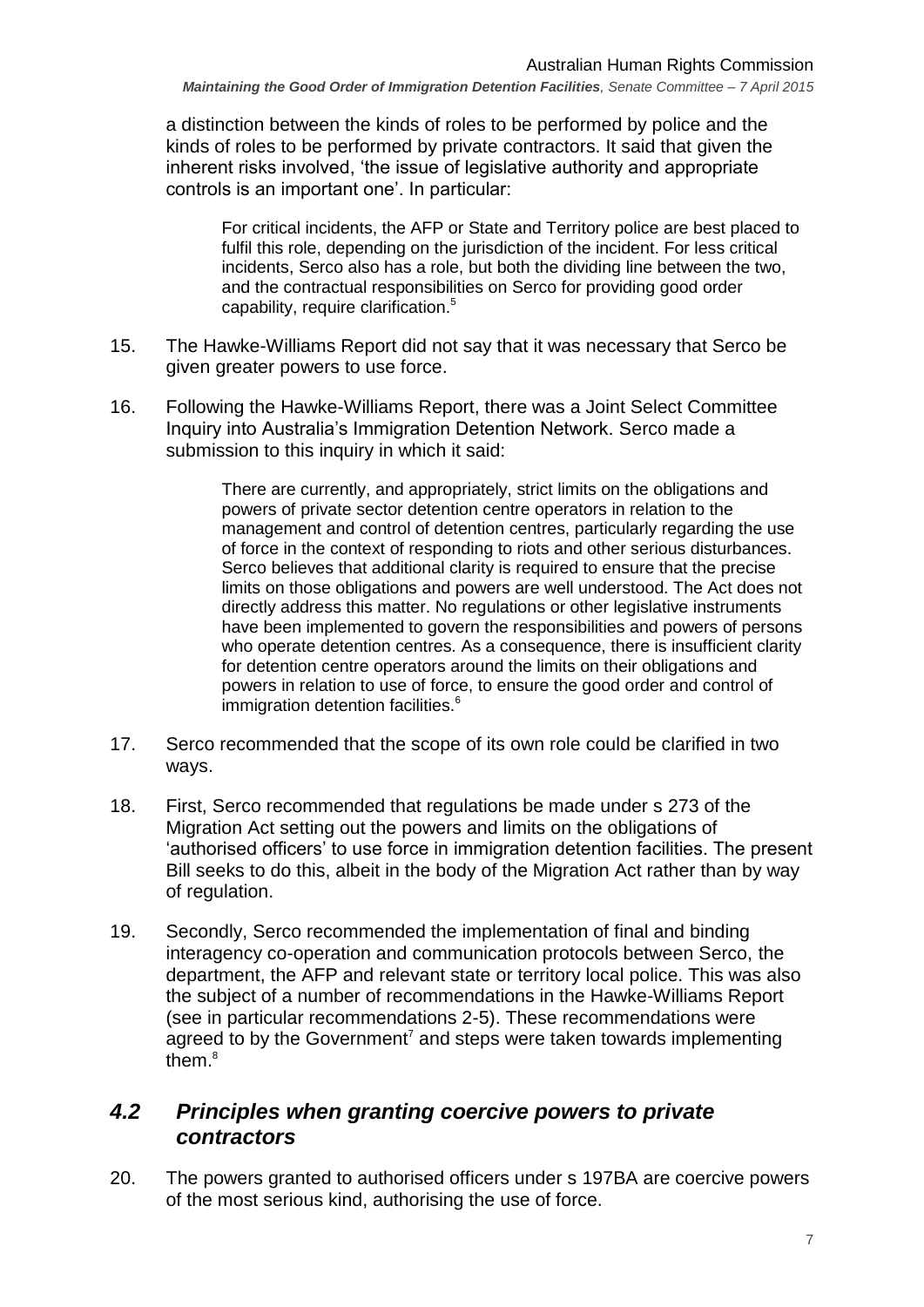a distinction between the kinds of roles to be performed by police and the kinds of roles to be performed by private contractors. It said that given the inherent risks involved, 'the issue of legislative authority and appropriate controls is an important one'. In particular:

> For critical incidents, the AFP or State and Territory police are best placed to fulfil this role, depending on the jurisdiction of the incident. For less critical incidents, Serco also has a role, but both the dividing line between the two, and the contractual responsibilities on Serco for providing good order capability, require clarification.[5]

15. The Hawke-Williams Report did not say that it was necessary that Serco be given greater powers to use force.

16. Following the Hawke-Williams Report, there was a Joint Select Committee Inquiry into Australia's Immigration Detention Network. Serco made a submission to this inquiry in which it said:

> There are currently, and appropriately, strict limits on the obligations and powers of private sector detention centre operators in relation to the management and control of detention centres, particularly regarding the use of force in the context of responding to riots and other serious disturbances. Serco believes that additional clarity is required to ensure that the precise limits on those obligations and powers are well understood. The Act does not directly address this matter. No regulations or other legislative instruments have been implemented to govern the responsibilities and powers of persons who operate detention centres. As a consequence, there is insufficient clarity for detention centre operators around the limits on their obligations and powers in relation to use of force, to ensure the good order and control of immigration detention facilities.[6]

17. Serco recommended that the scope of its own role could be clarified in two ways.

18. First, Serco recommended that regulations be made under s 273 of the Migration Act setting out the powers and limits on the obligations of 'authorised officers' to use force in immigration detention facilities. The present Bill seeks to do this, albeit in the body of the Migration Act rather than by way of regulation.

19. Secondly, Serco recommended the implementation of final and binding interagency co-operation and communication protocols between Serco, the department, the AFP and relevant state or territory local police. This was also the subject of a number of recommendations in the Hawke-Williams Report (see in particular recommendations 2-5). These recommendations were agreed to by the Government[7] and steps were taken towards implementing them.[8]

## *4.2 Principles when granting coercive powers to private contractors*

20. The powers granted to authorised officers under s 197BA are coercive powers of the most serious kind, authorising the use of force.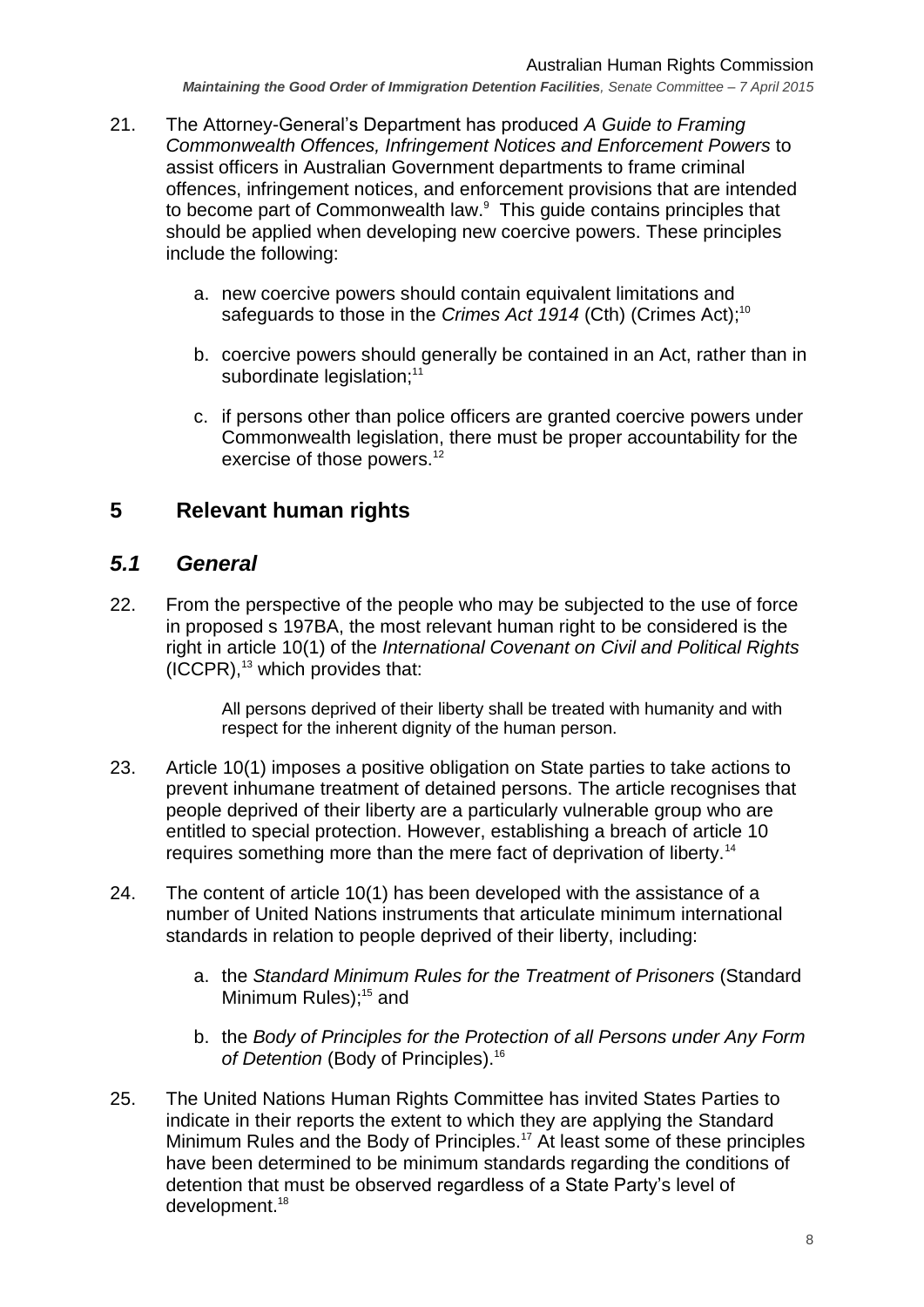21. The Attorney-General's Department has produced *A Guide to Framing Commonwealth Offences, Infringement Notices and Enforcement Powers* to assist officers in Australian Government departments to frame criminal offences, infringement notices, and enforcement provisions that are intended to become part of Commonwealth law.[9] This guide contains principles that should be applied when developing new coercive powers. These principles include the following:

    a. new coercive powers should contain equivalent limitations and safeguards to those in the *Crimes Act 1914* (Cth) (Crimes Act);[10]

    b. coercive powers should generally be contained in an Act, rather than in subordinate legislation;[11]

    c. if persons other than police officers are granted coercive powers under Commonwealth legislation, there must be proper accountability for the exercise of those powers.[12]

# 5 Relevant human rights

## *5.1 General*

22. From the perspective of the people who may be subjected to the use of force in proposed s 197BA, the most relevant human right to be considered is the right in article 10(1) of the *International Covenant on Civil and Political Rights* (ICCPR),[13] which provides that:

    > All persons deprived of their liberty shall be treated with humanity and with respect for the inherent dignity of the human person.

23. Article 10(1) imposes a positive obligation on State parties to take actions to prevent inhumane treatment of detained persons. The article recognises that people deprived of their liberty are a particularly vulnerable group who are entitled to special protection. However, establishing a breach of article 10 requires something more than the mere fact of deprivation of liberty.[14]

24. The content of article 10(1) has been developed with the assistance of a number of United Nations instruments that articulate minimum international standards in relation to people deprived of their liberty, including:

    a. the *Standard Minimum Rules for the Treatment of Prisoners* (Standard Minimum Rules);[15] and

    b. the *Body of Principles for the Protection of all Persons under Any Form of Detention* (Body of Principles).[16]

25. The United Nations Human Rights Committee has invited States Parties to indicate in their reports the extent to which they are applying the Standard Minimum Rules and the Body of Principles.[17] At least some of these principles have been determined to be minimum standards regarding the conditions of detention that must be observed regardless of a State Party's level of development.[18]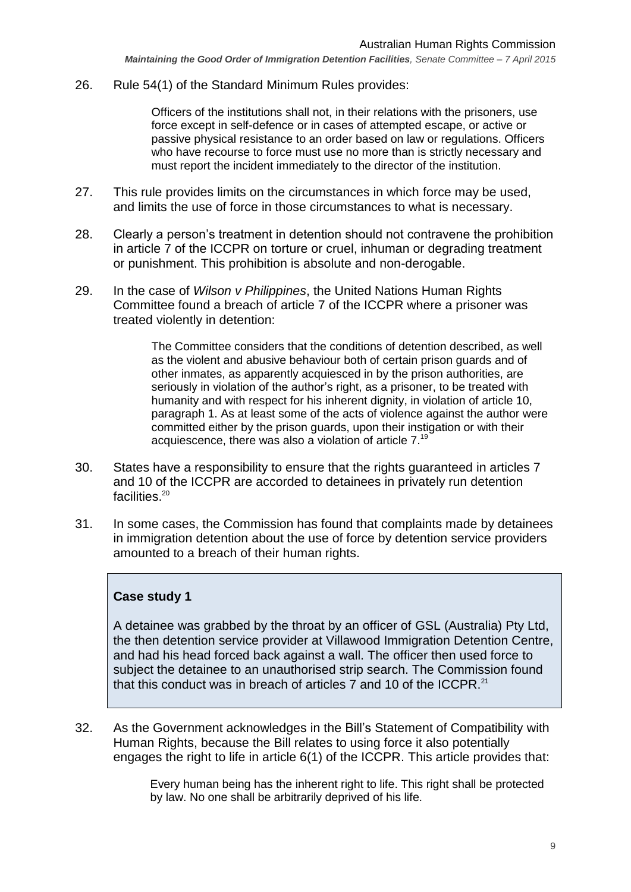26. Rule 54(1) of the Standard Minimum Rules provides:

> Officers of the institutions shall not, in their relations with the prisoners, use force except in self-defence or in cases of attempted escape, or active or passive physical resistance to an order based on law or regulations. Officers who have recourse to force must use no more than is strictly necessary and must report the incident immediately to the director of the institution.

27. This rule provides limits on the circumstances in which force may be used, and limits the use of force in those circumstances to what is necessary.

28. Clearly a person's treatment in detention should not contravene the prohibition in article 7 of the ICCPR on torture or cruel, inhuman or degrading treatment or punishment. This prohibition is absolute and non-derogable.

29. In the case of *Wilson v Philippines*, the United Nations Human Rights Committee found a breach of article 7 of the ICCPR where a prisoner was treated violently in detention:

> The Committee considers that the conditions of detention described, as well as the violent and abusive behaviour both of certain prison guards and of other inmates, as apparently acquiesced in by the prison authorities, are seriously in violation of the author's right, as a prisoner, to be treated with humanity and with respect for his inherent dignity, in violation of article 10, paragraph 1. As at least some of the acts of violence against the author were committed either by the prison guards, upon their instigation or with their acquiescence, there was also a violation of article 7.[19]

30. States have a responsibility to ensure that the rights guaranteed in articles 7 and 10 of the ICCPR are accorded to detainees in privately run detention facilities.[20]

31. In some cases, the Commission has found that complaints made by detainees in immigration detention about the use of force by detention service providers amounted to a breach of their human rights.

> **Case study 1**
>
> A detainee was grabbed by the throat by an officer of GSL (Australia) Pty Ltd, the then detention service provider at Villawood Immigration Detention Centre, and had his head forced back against a wall. The officer then used force to subject the detainee to an unauthorised strip search. The Commission found that this conduct was in breach of articles 7 and 10 of the ICCPR.[21]

32. As the Government acknowledges in the Bill's Statement of Compatibility with Human Rights, because the Bill relates to using force it also potentially engages the right to life in article 6(1) of the ICCPR. This article provides that:

> Every human being has the inherent right to life. This right shall be protected by law. No one shall be arbitrarily deprived of his life.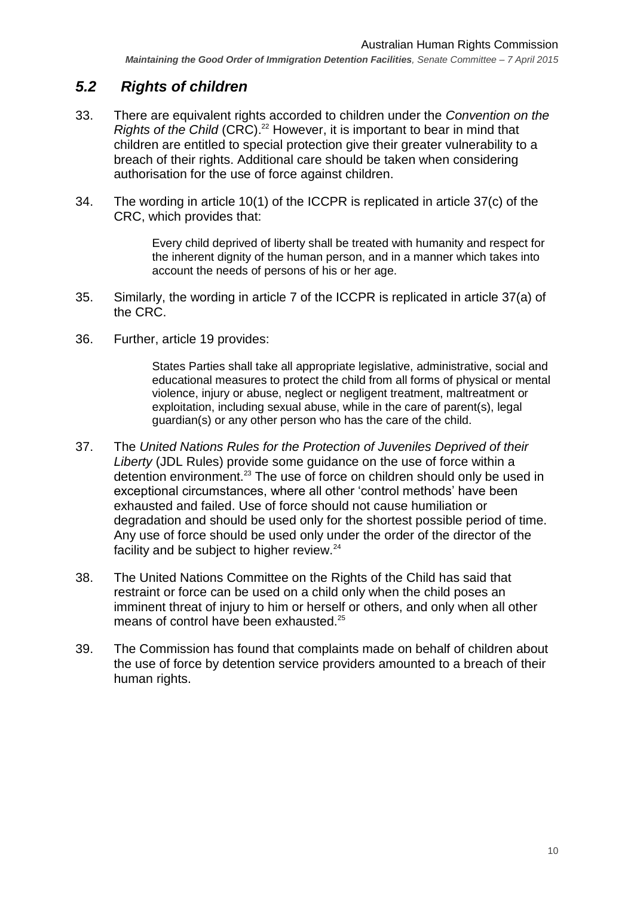## *5.2 Rights of children*

33. There are equivalent rights accorded to children under the *Convention on the Rights of the Child* (CRC).[22] However, it is important to bear in mind that children are entitled to special protection give their greater vulnerability to a breach of their rights. Additional care should be taken when considering authorisation for the use of force against children.

34. The wording in article 10(1) of the ICCPR is replicated in article 37(c) of the CRC, which provides that:

> Every child deprived of liberty shall be treated with humanity and respect for the inherent dignity of the human person, and in a manner which takes into account the needs of persons of his or her age.

35. Similarly, the wording in article 7 of the ICCPR is replicated in article 37(a) of the CRC.

36. Further, article 19 provides:

> States Parties shall take all appropriate legislative, administrative, social and educational measures to protect the child from all forms of physical or mental violence, injury or abuse, neglect or negligent treatment, maltreatment or exploitation, including sexual abuse, while in the care of parent(s), legal guardian(s) or any other person who has the care of the child.

37. The *United Nations Rules for the Protection of Juveniles Deprived of their Liberty* (JDL Rules) provide some guidance on the use of force within a detention environment.[23] The use of force on children should only be used in exceptional circumstances, where all other 'control methods' have been exhausted and failed. Use of force should not cause humiliation or degradation and should be used only for the shortest possible period of time. Any use of force should be used only under the order of the director of the facility and be subject to higher review.[24]

38. The United Nations Committee on the Rights of the Child has said that restraint or force can be used on a child only when the child poses an imminent threat of injury to him or herself or others, and only when all other means of control have been exhausted.[25]

39. The Commission has found that complaints made on behalf of children about the use of force by detention service providers amounted to a breach of their human rights.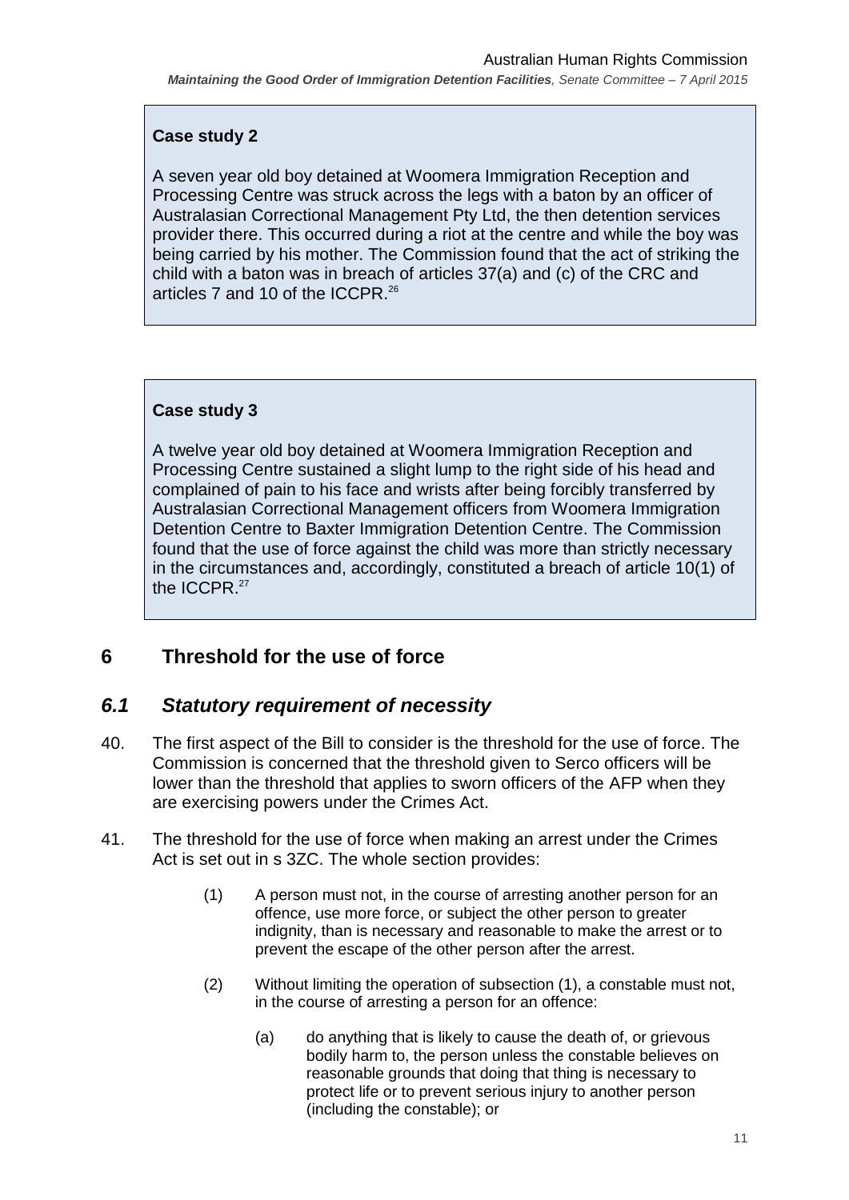**Case study 2**

A seven year old boy detained at Woomera Immigration Reception and Processing Centre was struck across the legs with a baton by an officer of Australasian Correctional Management Pty Ltd, the then detention services provider there. This occurred during a riot at the centre and while the boy was being carried by his mother. The Commission found that the act of striking the child with a baton was in breach of articles 37(a) and (c) of the CRC and articles 7 and 10 of the ICCPR.[26]

**Case study 3**

A twelve year old boy detained at Woomera Immigration Reception and Processing Centre sustained a slight lump to the right side of his head and complained of pain to his face and wrists after being forcibly transferred by Australasian Correctional Management officers from Woomera Immigration Detention Centre to Baxter Immigration Detention Centre. The Commission found that the use of force against the child was more than strictly necessary in the circumstances and, accordingly, constituted a breach of article 10(1) of the ICCPR.[27]

## 6 Threshold for the use of force

### *6.1 Statutory requirement of necessity*

40. The first aspect of the Bill to consider is the threshold for the use of force. The Commission is concerned that the threshold given to Serco officers will be lower than the threshold that applies to sworn officers of the AFP when they are exercising powers under the Crimes Act.

41. The threshold for the use of force when making an arrest under the Crimes Act is set out in s 3ZC. The whole section provides:

> (1) A person must not, in the course of arresting another person for an offence, use more force, or subject the other person to greater indignity, than is necessary and reasonable to make the arrest or to prevent the escape of the other person after the arrest.
>
> (2) Without limiting the operation of subsection (1), a constable must not, in the course of arresting a person for an offence:
>
> > (a) do anything that is likely to cause the death of, or grievous bodily harm to, the person unless the constable believes on reasonable grounds that doing that thing is necessary to protect life or to prevent serious injury to another person (including the constable); or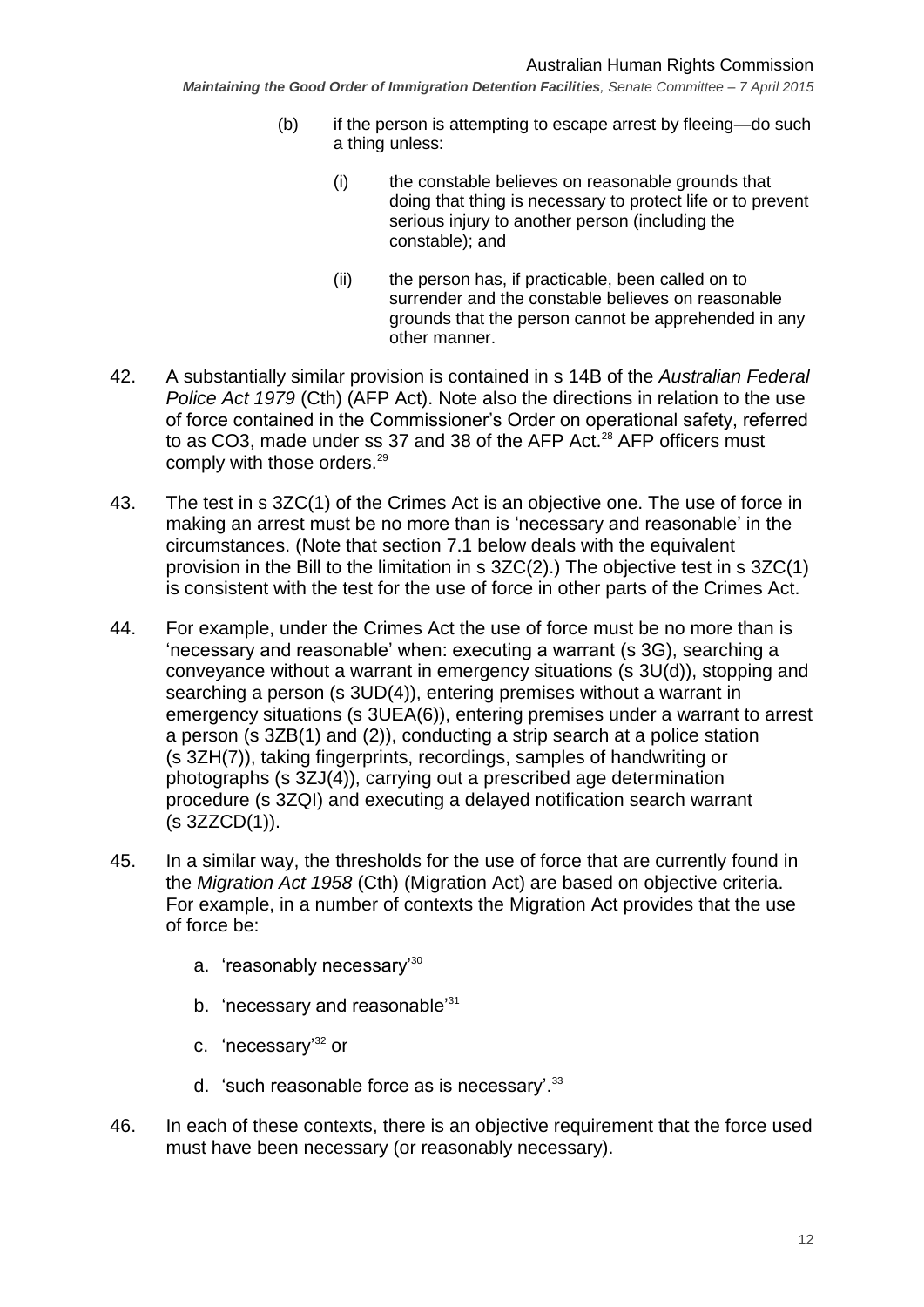(b) if the person is attempting to escape arrest by fleeing—do such a thing unless:

(i) the constable believes on reasonable grounds that doing that thing is necessary to protect life or to prevent serious injury to another person (including the constable); and

(ii) the person has, if practicable, been called on to surrender and the constable believes on reasonable grounds that the person cannot be apprehended in any other manner.

42. A substantially similar provision is contained in s 14B of the *Australian Federal Police Act 1979* (Cth) (AFP Act). Note also the directions in relation to the use of force contained in the Commissioner's Order on operational safety, referred to as CO3, made under ss 37 and 38 of the AFP Act.[28] AFP officers must comply with those orders.[29]

43. The test in s 3ZC(1) of the Crimes Act is an objective one. The use of force in making an arrest must be no more than is 'necessary and reasonable' in the circumstances. (Note that section 7.1 below deals with the equivalent provision in the Bill to the limitation in s 3ZC(2).) The objective test in s 3ZC(1) is consistent with the test for the use of force in other parts of the Crimes Act.

44. For example, under the Crimes Act the use of force must be no more than is 'necessary and reasonable' when: executing a warrant (s 3G), searching a conveyance without a warrant in emergency situations (s 3U(d)), stopping and searching a person (s 3UD(4)), entering premises without a warrant in emergency situations (s 3UEA(6)), entering premises under a warrant to arrest a person (s 3ZB(1) and (2)), conducting a strip search at a police station (s 3ZH(7)), taking fingerprints, recordings, samples of handwriting or photographs (s 3ZJ(4)), carrying out a prescribed age determination procedure (s 3ZQI) and executing a delayed notification search warrant (s 3ZZCD(1)).

45. In a similar way, the thresholds for the use of force that are currently found in the *Migration Act 1958* (Cth) (Migration Act) are based on objective criteria. For example, in a number of contexts the Migration Act provides that the use of force be:

   a. 'reasonably necessary'[30]

   b. 'necessary and reasonable'[31]

   c. 'necessary'[32] or

   d. 'such reasonable force as is necessary'.[33]

46. In each of these contexts, there is an objective requirement that the force used must have been necessary (or reasonably necessary).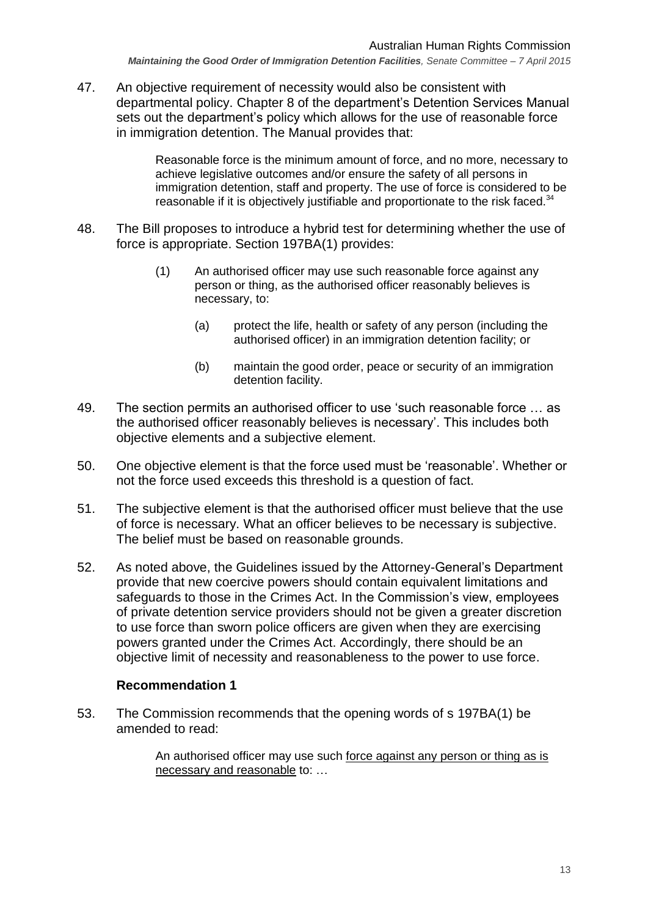47. An objective requirement of necessity would also be consistent with departmental policy. Chapter 8 of the department's Detention Services Manual sets out the department's policy which allows for the use of reasonable force in immigration detention. The Manual provides that:

> Reasonable force is the minimum amount of force, and no more, necessary to achieve legislative outcomes and/or ensure the safety of all persons in immigration detention, staff and property. The use of force is considered to be reasonable if it is objectively justifiable and proportionate to the risk faced.[34]

48. The Bill proposes to introduce a hybrid test for determining whether the use of force is appropriate. Section 197BA(1) provides:

> (1) An authorised officer may use such reasonable force against any person or thing, as the authorised officer reasonably believes is necessary, to:
>
> (a) protect the life, health or safety of any person (including the authorised officer) in an immigration detention facility; or
>
> (b) maintain the good order, peace or security of an immigration detention facility.

49. The section permits an authorised officer to use 'such reasonable force … as the authorised officer reasonably believes is necessary'. This includes both objective elements and a subjective element.

50. One objective element is that the force used must be 'reasonable'. Whether or not the force used exceeds this threshold is a question of fact.

51. The subjective element is that the authorised officer must believe that the use of force is necessary. What an officer believes to be necessary is subjective. The belief must be based on reasonable grounds.

52. As noted above, the Guidelines issued by the Attorney-General's Department provide that new coercive powers should contain equivalent limitations and safeguards to those in the Crimes Act. In the Commission's view, employees of private detention service providers should not be given a greater discretion to use force than sworn police officers are given when they are exercising powers granted under the Crimes Act. Accordingly, there should be an objective limit of necessity and reasonableness to the power to use force.

**Recommendation 1**

53. The Commission recommends that the opening words of s 197BA(1) be amended to read:

> An authorised officer may use such <u>force against any person or thing as is necessary and reasonable</u> to: …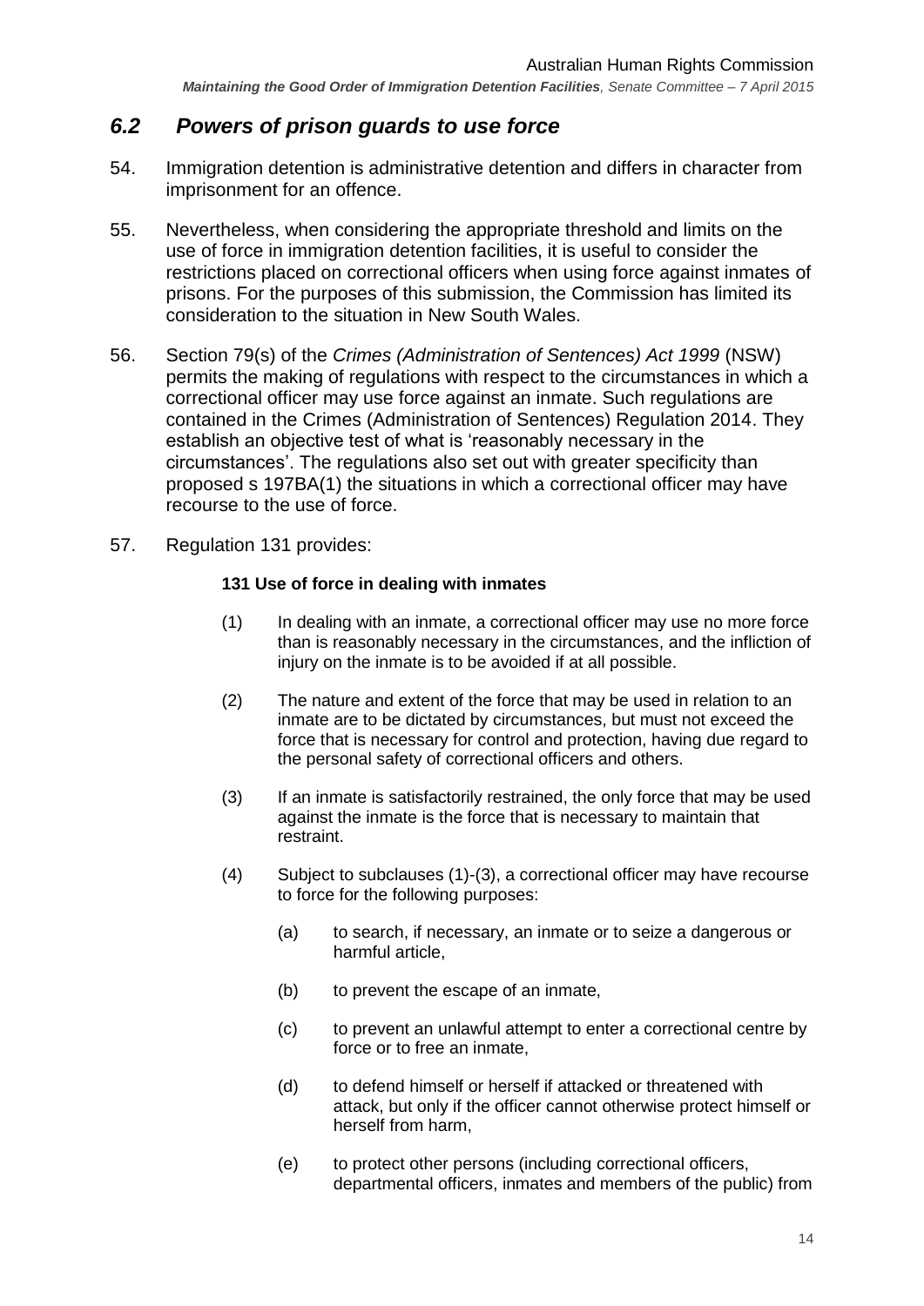## *6.2 Powers of prison guards to use force*

54. Immigration detention is administrative detention and differs in character from imprisonment for an offence.

55. Nevertheless, when considering the appropriate threshold and limits on the use of force in immigration detention facilities, it is useful to consider the restrictions placed on correctional officers when using force against inmates of prisons. For the purposes of this submission, the Commission has limited its consideration to the situation in New South Wales.

56. Section 79(s) of the *Crimes (Administration of Sentences) Act 1999* (NSW) permits the making of regulations with respect to the circumstances in which a correctional officer may use force against an inmate. Such regulations are contained in the Crimes (Administration of Sentences) Regulation 2014. They establish an objective test of what is 'reasonably necessary in the circumstances'. The regulations also set out with greater specificity than proposed s 197BA(1) the situations in which a correctional officer may have recourse to the use of force.

57. Regulation 131 provides:

**131 Use of force in dealing with inmates**

(1) In dealing with an inmate, a correctional officer may use no more force than is reasonably necessary in the circumstances, and the infliction of injury on the inmate is to be avoided if at all possible.

(2) The nature and extent of the force that may be used in relation to an inmate are to be dictated by circumstances, but must not exceed the force that is necessary for control and protection, having due regard to the personal safety of correctional officers and others.

(3) If an inmate is satisfactorily restrained, the only force that may be used against the inmate is the force that is necessary to maintain that restraint.

(4) Subject to subclauses (1)-(3), a correctional officer may have recourse to force for the following purposes:

(a) to search, if necessary, an inmate or to seize a dangerous or harmful article,

(b) to prevent the escape of an inmate,

(c) to prevent an unlawful attempt to enter a correctional centre by force or to free an inmate,

(d) to defend himself or herself if attacked or threatened with attack, but only if the officer cannot otherwise protect himself or herself from harm,

(e) to protect other persons (including correctional officers, departmental officers, inmates and members of the public) from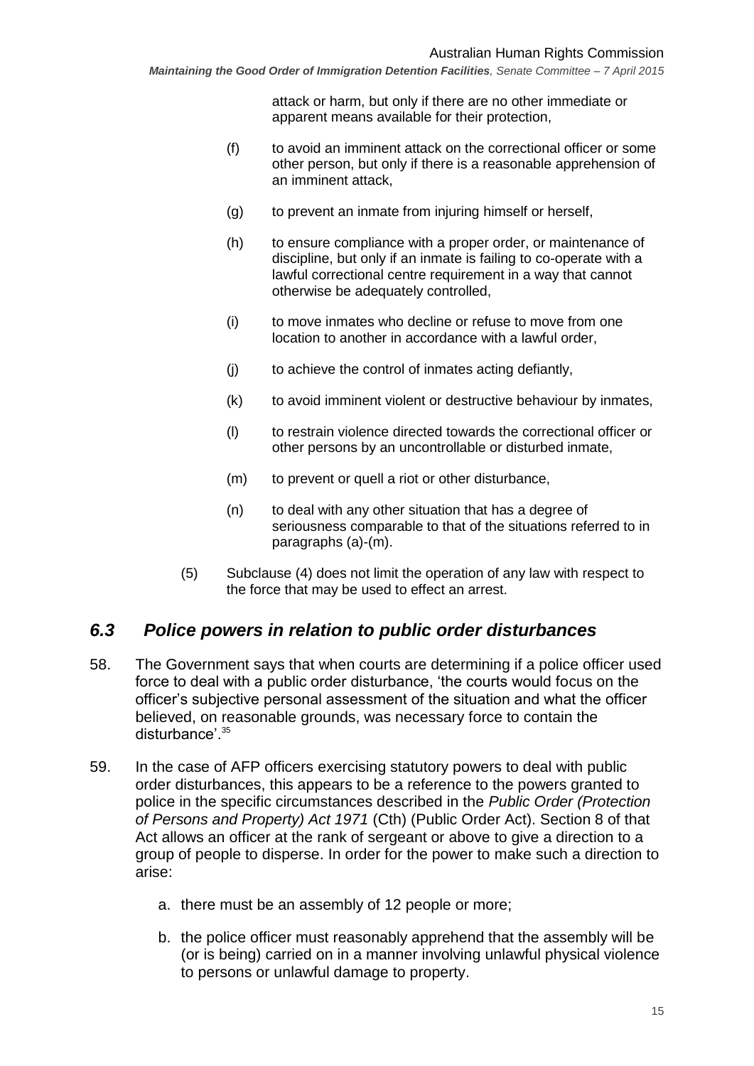attack or harm, but only if there are no other immediate or apparent means available for their protection,

(f) to avoid an imminent attack on the correctional officer or some other person, but only if there is a reasonable apprehension of an imminent attack,

(g) to prevent an inmate from injuring himself or herself,

(h) to ensure compliance with a proper order, or maintenance of discipline, but only if an inmate is failing to co-operate with a lawful correctional centre requirement in a way that cannot otherwise be adequately controlled,

(i) to move inmates who decline or refuse to move from one location to another in accordance with a lawful order,

(j) to achieve the control of inmates acting defiantly,

(k) to avoid imminent violent or destructive behaviour by inmates,

(l) to restrain violence directed towards the correctional officer or other persons by an uncontrollable or disturbed inmate,

(m) to prevent or quell a riot or other disturbance,

(n) to deal with any other situation that has a degree of seriousness comparable to that of the situations referred to in paragraphs (a)-(m).

(5) Subclause (4) does not limit the operation of any law with respect to the force that may be used to effect an arrest.

## *6.3 Police powers in relation to public order disturbances*

58. The Government says that when courts are determining if a police officer used force to deal with a public order disturbance, 'the courts would focus on the officer's subjective personal assessment of the situation and what the officer believed, on reasonable grounds, was necessary force to contain the disturbance'.[35]

59. In the case of AFP officers exercising statutory powers to deal with public order disturbances, this appears to be a reference to the powers granted to police in the specific circumstances described in the *Public Order (Protection of Persons and Property) Act 1971* (Cth) (Public Order Act). Section 8 of that Act allows an officer at the rank of sergeant or above to give a direction to a group of people to disperse. In order for the power to make such a direction to arise:

   a. there must be an assembly of 12 people or more;

   b. the police officer must reasonably apprehend that the assembly will be (or is being) carried on in a manner involving unlawful physical violence to persons or unlawful damage to property.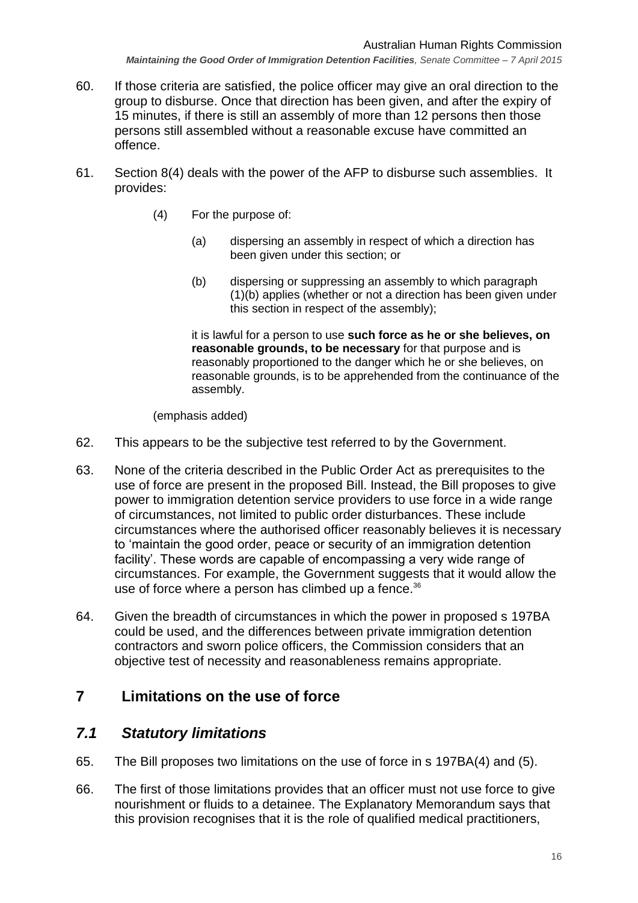60. If those criteria are satisfied, the police officer may give an oral direction to the group to disburse. Once that direction has been given, and after the expiry of 15 minutes, if there is still an assembly of more than 12 persons then those persons still assembled without a reasonable excuse have committed an offence.

61. Section 8(4) deals with the power of the AFP to disburse such assemblies. It provides:

> (4) For the purpose of:
>
> (a) dispersing an assembly in respect of which a direction has been given under this section; or
>
> (b) dispersing or suppressing an assembly to which paragraph (1)(b) applies (whether or not a direction has been given under this section in respect of the assembly);
>
> it is lawful for a person to use **such force as he or she believes, on reasonable grounds, to be necessary** for that purpose and is reasonably proportioned to the danger which he or she believes, on reasonable grounds, is to be apprehended from the continuance of the assembly.
>
> (emphasis added)

62. This appears to be the subjective test referred to by the Government.

63. None of the criteria described in the Public Order Act as prerequisites to the use of force are present in the proposed Bill. Instead, the Bill proposes to give power to immigration detention service providers to use force in a wide range of circumstances, not limited to public order disturbances. These include circumstances where the authorised officer reasonably believes it is necessary to 'maintain the good order, peace or security of an immigration detention facility'. These words are capable of encompassing a very wide range of circumstances. For example, the Government suggests that it would allow the use of force where a person has climbed up a fence.[36]

64. Given the breadth of circumstances in which the power in proposed s 197BA could be used, and the differences between private immigration detention contractors and sworn police officers, the Commission considers that an objective test of necessity and reasonableness remains appropriate.

# 7 Limitations on the use of force

## *7.1 Statutory limitations*

65. The Bill proposes two limitations on the use of force in s 197BA(4) and (5).

66. The first of those limitations provides that an officer must not use force to give nourishment or fluids to a detainee. The Explanatory Memorandum says that this provision recognises that it is the role of qualified medical practitioners,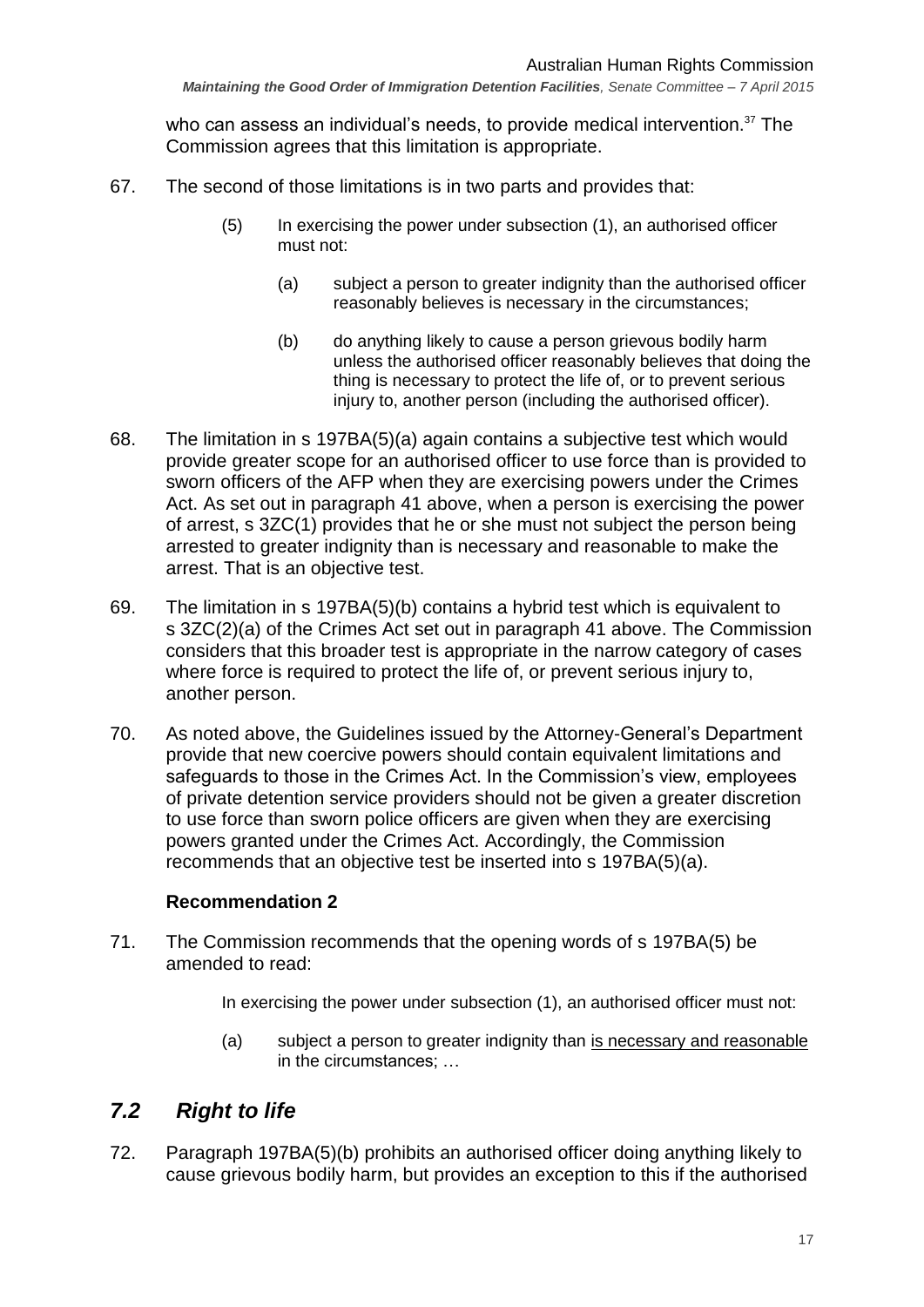who can assess an individual's needs, to provide medical intervention.[37] The Commission agrees that this limitation is appropriate.

67. The second of those limitations is in two parts and provides that:

> (5) In exercising the power under subsection (1), an authorised officer must not:
>
> (a) subject a person to greater indignity than the authorised officer reasonably believes is necessary in the circumstances;
>
> (b) do anything likely to cause a person grievous bodily harm unless the authorised officer reasonably believes that doing the thing is necessary to protect the life of, or to prevent serious injury to, another person (including the authorised officer).

68. The limitation in s 197BA(5)(a) again contains a subjective test which would provide greater scope for an authorised officer to use force than is provided to sworn officers of the AFP when they are exercising powers under the Crimes Act. As set out in paragraph 41 above, when a person is exercising the power of arrest, s 3ZC(1) provides that he or she must not subject the person being arrested to greater indignity than is necessary and reasonable to make the arrest. That is an objective test.

69. The limitation in s 197BA(5)(b) contains a hybrid test which is equivalent to s 3ZC(2)(a) of the Crimes Act set out in paragraph 41 above. The Commission considers that this broader test is appropriate in the narrow category of cases where force is required to protect the life of, or prevent serious injury to, another person.

70. As noted above, the Guidelines issued by the Attorney-General's Department provide that new coercive powers should contain equivalent limitations and safeguards to those in the Crimes Act. In the Commission's view, employees of private detention service providers should not be given a greater discretion to use force than sworn police officers are given when they are exercising powers granted under the Crimes Act. Accordingly, the Commission recommends that an objective test be inserted into s 197BA(5)(a).

**Recommendation 2**

71. The Commission recommends that the opening words of s 197BA(5) be amended to read:

> In exercising the power under subsection (1), an authorised officer must not:
>
> (a) subject a person to greater indignity than <u>is necessary and reasonable</u> in the circumstances; …

## *7.2 Right to life*

72. Paragraph 197BA(5)(b) prohibits an authorised officer doing anything likely to cause grievous bodily harm, but provides an exception to this if the authorised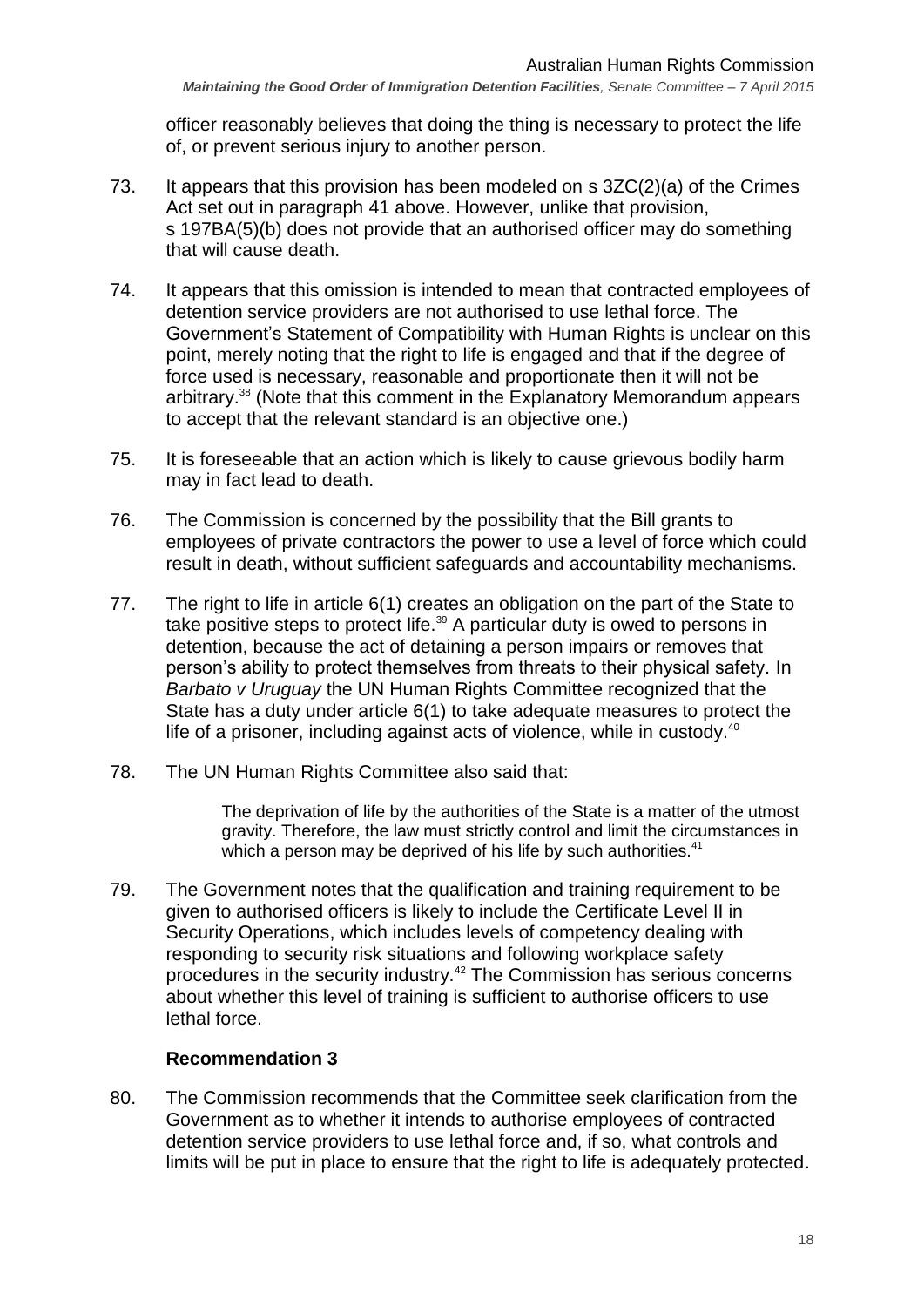officer reasonably believes that doing the thing is necessary to protect the life of, or prevent serious injury to another person.

73. It appears that this provision has been modeled on s 3ZC(2)(a) of the Crimes Act set out in paragraph 41 above. However, unlike that provision, s 197BA(5)(b) does not provide that an authorised officer may do something that will cause death.

74. It appears that this omission is intended to mean that contracted employees of detention service providers are not authorised to use lethal force. The Government's Statement of Compatibility with Human Rights is unclear on this point, merely noting that the right to life is engaged and that if the degree of force used is necessary, reasonable and proportionate then it will not be arbitrary.[38] (Note that this comment in the Explanatory Memorandum appears to accept that the relevant standard is an objective one.)

75. It is foreseeable that an action which is likely to cause grievous bodily harm may in fact lead to death.

76. The Commission is concerned by the possibility that the Bill grants to employees of private contractors the power to use a level of force which could result in death, without sufficient safeguards and accountability mechanisms.

77. The right to life in article 6(1) creates an obligation on the part of the State to take positive steps to protect life.[39] A particular duty is owed to persons in detention, because the act of detaining a person impairs or removes that person's ability to protect themselves from threats to their physical safety. In *Barbato v Uruguay* the UN Human Rights Committee recognized that the State has a duty under article 6(1) to take adequate measures to protect the life of a prisoner, including against acts of violence, while in custody.[40]

78. The UN Human Rights Committee also said that:

> The deprivation of life by the authorities of the State is a matter of the utmost gravity. Therefore, the law must strictly control and limit the circumstances in which a person may be deprived of his life by such authorities.[41]

79. The Government notes that the qualification and training requirement to be given to authorised officers is likely to include the Certificate Level II in Security Operations, which includes levels of competency dealing with responding to security risk situations and following workplace safety procedures in the security industry.[42] The Commission has serious concerns about whether this level of training is sufficient to authorise officers to use lethal force.

### Recommendation 3

80. The Commission recommends that the Committee seek clarification from the Government as to whether it intends to authorise employees of contracted detention service providers to use lethal force and, if so, what controls and limits will be put in place to ensure that the right to life is adequately protected.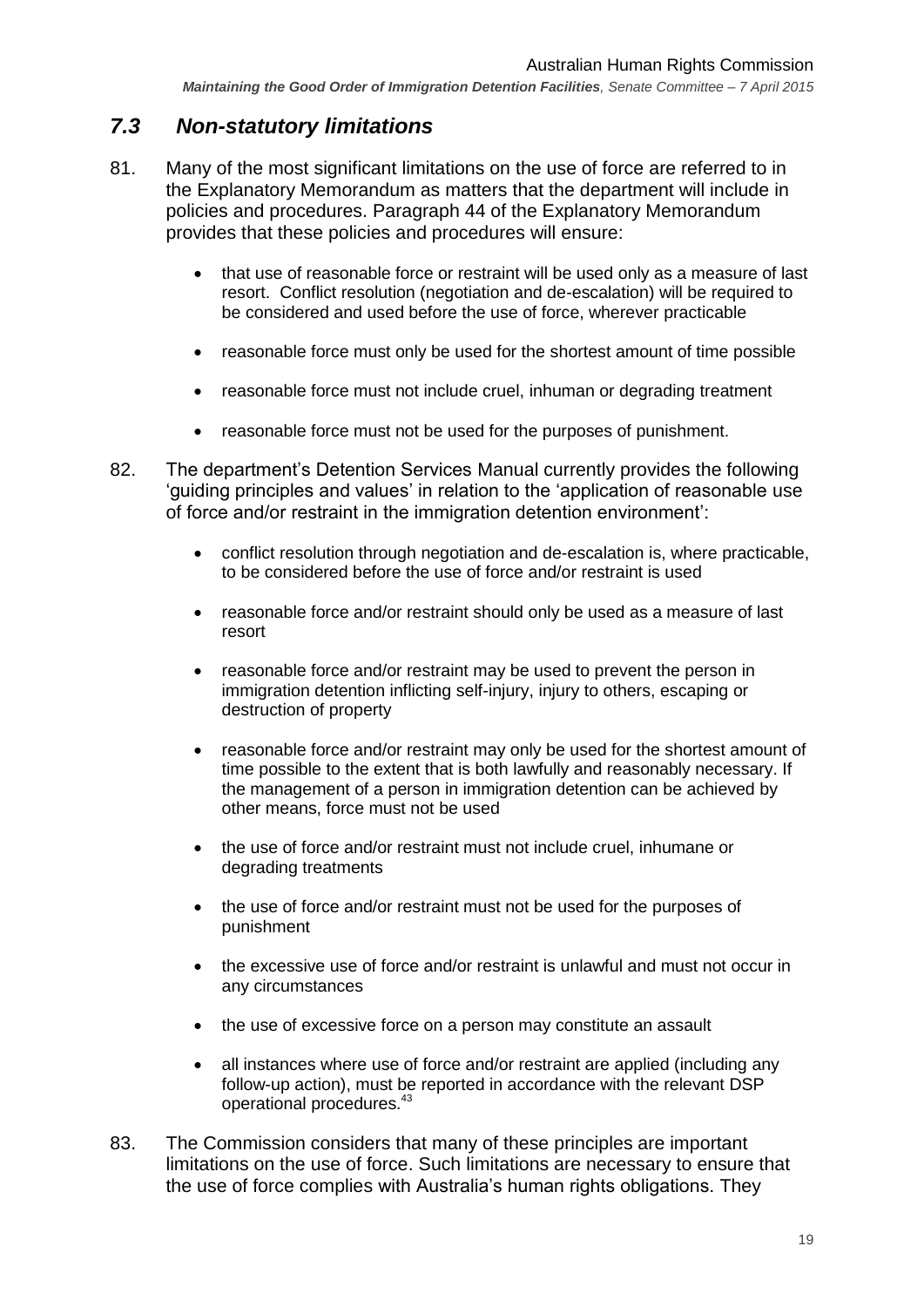## *7.3 Non-statutory limitations*

81. Many of the most significant limitations on the use of force are referred to in the Explanatory Memorandum as matters that the department will include in policies and procedures. Paragraph 44 of the Explanatory Memorandum provides that these policies and procedures will ensure:

    - that use of reasonable force or restraint will be used only as a measure of last resort. Conflict resolution (negotiation and de-escalation) will be required to be considered and used before the use of force, wherever practicable
    - reasonable force must only be used for the shortest amount of time possible
    - reasonable force must not include cruel, inhuman or degrading treatment
    - reasonable force must not be used for the purposes of punishment.

82. The department's Detention Services Manual currently provides the following 'guiding principles and values' in relation to the 'application of reasonable use of force and/or restraint in the immigration detention environment':

    - conflict resolution through negotiation and de-escalation is, where practicable, to be considered before the use of force and/or restraint is used
    - reasonable force and/or restraint should only be used as a measure of last resort
    - reasonable force and/or restraint may be used to prevent the person in immigration detention inflicting self-injury, injury to others, escaping or destruction of property
    - reasonable force and/or restraint may only be used for the shortest amount of time possible to the extent that is both lawfully and reasonably necessary. If the management of a person in immigration detention can be achieved by other means, force must not be used
    - the use of force and/or restraint must not include cruel, inhumane or degrading treatments
    - the use of force and/or restraint must not be used for the purposes of punishment
    - the excessive use of force and/or restraint is unlawful and must not occur in any circumstances
    - the use of excessive force on a person may constitute an assault
    - all instances where use of force and/or restraint are applied (including any follow-up action), must be reported in accordance with the relevant DSP operational procedures.[43]

83. The Commission considers that many of these principles are important limitations on the use of force. Such limitations are necessary to ensure that the use of force complies with Australia's human rights obligations. They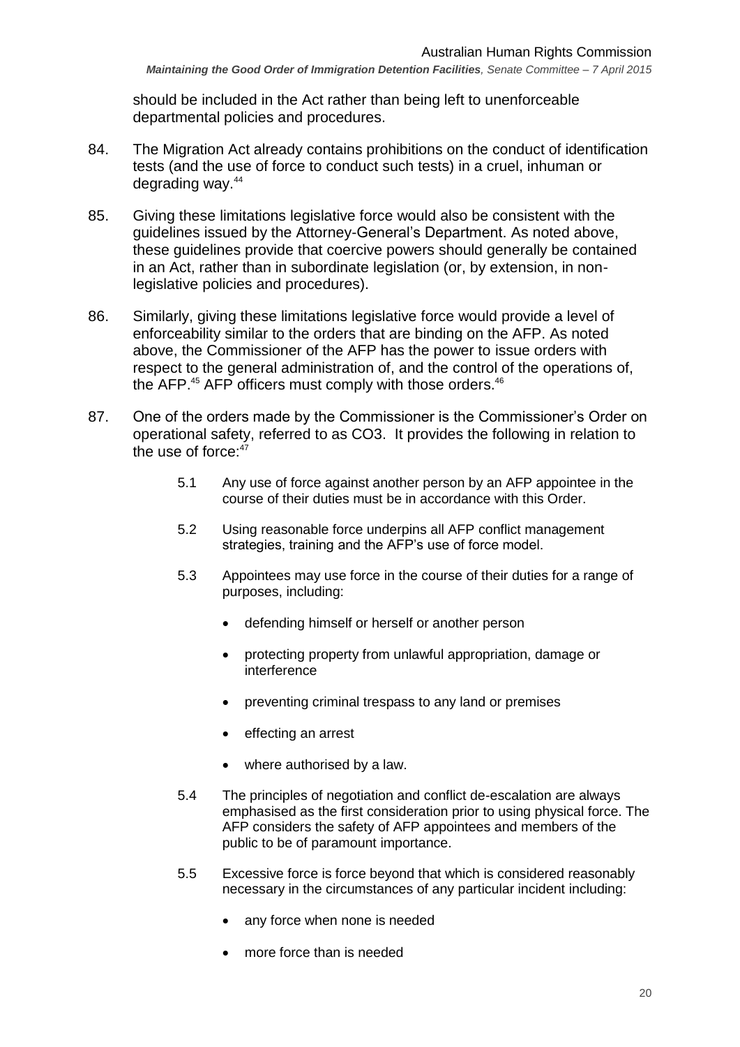should be included in the Act rather than being left to unenforceable departmental policies and procedures.

84. The Migration Act already contains prohibitions on the conduct of identification tests (and the use of force to conduct such tests) in a cruel, inhuman or degrading way.[44]

85. Giving these limitations legislative force would also be consistent with the guidelines issued by the Attorney-General's Department. As noted above, these guidelines provide that coercive powers should generally be contained in an Act, rather than in subordinate legislation (or, by extension, in non-legislative policies and procedures).

86. Similarly, giving these limitations legislative force would provide a level of enforceability similar to the orders that are binding on the AFP. As noted above, the Commissioner of the AFP has the power to issue orders with respect to the general administration of, and the control of the operations of, the AFP.[45] AFP officers must comply with those orders.[46]

87. One of the orders made by the Commissioner is the Commissioner's Order on operational safety, referred to as CO3. It provides the following in relation to the use of force:[47]

> 5.1 Any use of force against another person by an AFP appointee in the course of their duties must be in accordance with this Order.
>
> 5.2 Using reasonable force underpins all AFP conflict management strategies, training and the AFP's use of force model.
>
> 5.3 Appointees may use force in the course of their duties for a range of purposes, including:
>
> - defending himself or herself or another person
> - protecting property from unlawful appropriation, damage or interference
> - preventing criminal trespass to any land or premises
> - effecting an arrest
> - where authorised by a law.
>
> 5.4 The principles of negotiation and conflict de-escalation are always emphasised as the first consideration prior to using physical force. The AFP considers the safety of AFP appointees and members of the public to be of paramount importance.
>
> 5.5 Excessive force is force beyond that which is considered reasonably necessary in the circumstances of any particular incident including:
>
> - any force when none is needed
> - more force than is needed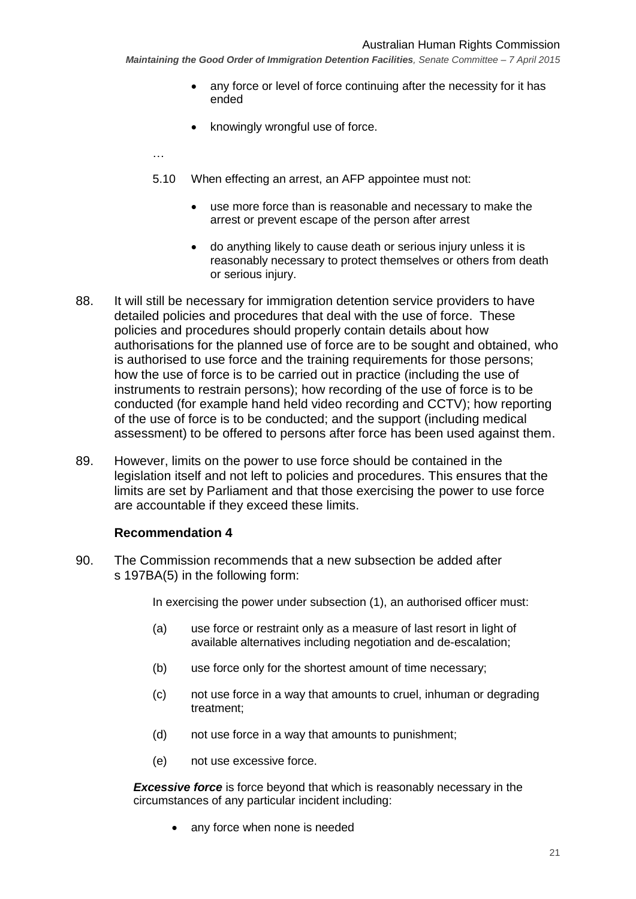- any force or level of force continuing after the necessity for it has ended
- knowingly wrongful use of force.

…

5.10 When effecting an arrest, an AFP appointee must not:

- use more force than is reasonable and necessary to make the arrest or prevent escape of the person after arrest
- do anything likely to cause death or serious injury unless it is reasonably necessary to protect themselves or others from death or serious injury.

88. It will still be necessary for immigration detention service providers to have detailed policies and procedures that deal with the use of force. These policies and procedures should properly contain details about how authorisations for the planned use of force are to be sought and obtained, who is authorised to use force and the training requirements for those persons; how the use of force is to be carried out in practice (including the use of instruments to restrain persons); how recording of the use of force is to be conducted (for example hand held video recording and CCTV); how reporting of the use of force is to be conducted; and the support (including medical assessment) to be offered to persons after force has been used against them.

89. However, limits on the power to use force should be contained in the legislation itself and not left to policies and procedures. This ensures that the limits are set by Parliament and that those exercising the power to use force are accountable if they exceed these limits.

### Recommendation 4

90. The Commission recommends that a new subsection be added after s 197BA(5) in the following form:

> In exercising the power under subsection (1), an authorised officer must:
>
> (a) use force or restraint only as a measure of last resort in light of available alternatives including negotiation and de-escalation;
>
> (b) use force only for the shortest amount of time necessary;
>
> (c) not use force in a way that amounts to cruel, inhuman or degrading treatment;
>
> (d) not use force in a way that amounts to punishment;
>
> (e) not use excessive force.
>
> ***Excessive force*** is force beyond that which is reasonably necessary in the circumstances of any particular incident including:
>
> - any force when none is needed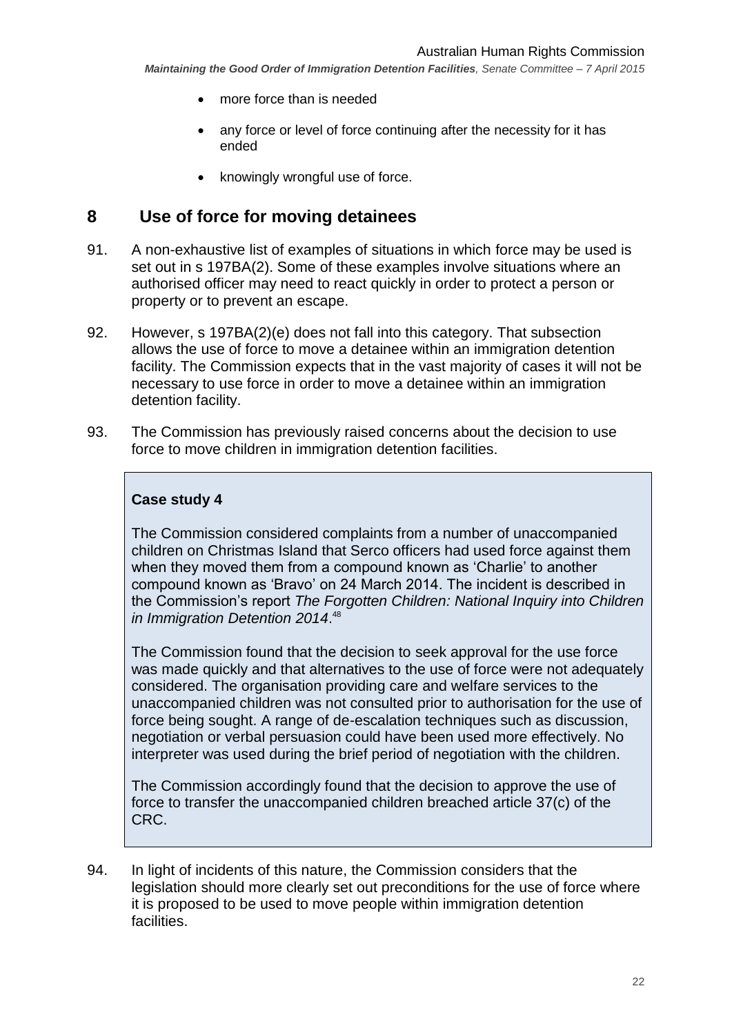- more force than is needed
- any force or level of force continuing after the necessity for it has ended
- knowingly wrongful use of force.

## 8 Use of force for moving detainees

91. A non-exhaustive list of examples of situations in which force may be used is set out in s 197BA(2). Some of these examples involve situations where an authorised officer may need to react quickly in order to protect a person or property or to prevent an escape.

92. However, s 197BA(2)(e) does not fall into this category. That subsection allows the use of force to move a detainee within an immigration detention facility. The Commission expects that in the vast majority of cases it will not be necessary to use force in order to move a detainee within an immigration detention facility.

93. The Commission has previously raised concerns about the decision to use force to move children in immigration detention facilities.

> **Case study 4**
>
> The Commission considered complaints from a number of unaccompanied children on Christmas Island that Serco officers had used force against them when they moved them from a compound known as 'Charlie' to another compound known as 'Bravo' on 24 March 2014. The incident is described in the Commission's report *The Forgotten Children: National Inquiry into Children in Immigration Detention 2014*.[48]
>
> The Commission found that the decision to seek approval for the use force was made quickly and that alternatives to the use of force were not adequately considered. The organisation providing care and welfare services to the unaccompanied children was not consulted prior to authorisation for the use of force being sought. A range of de-escalation techniques such as discussion, negotiation or verbal persuasion could have been used more effectively. No interpreter was used during the brief period of negotiation with the children.
>
> The Commission accordingly found that the decision to approve the use of force to transfer the unaccompanied children breached article 37(c) of the CRC.

94. In light of incidents of this nature, the Commission considers that the legislation should more clearly set out preconditions for the use of force where it is proposed to be used to move people within immigration detention facilities.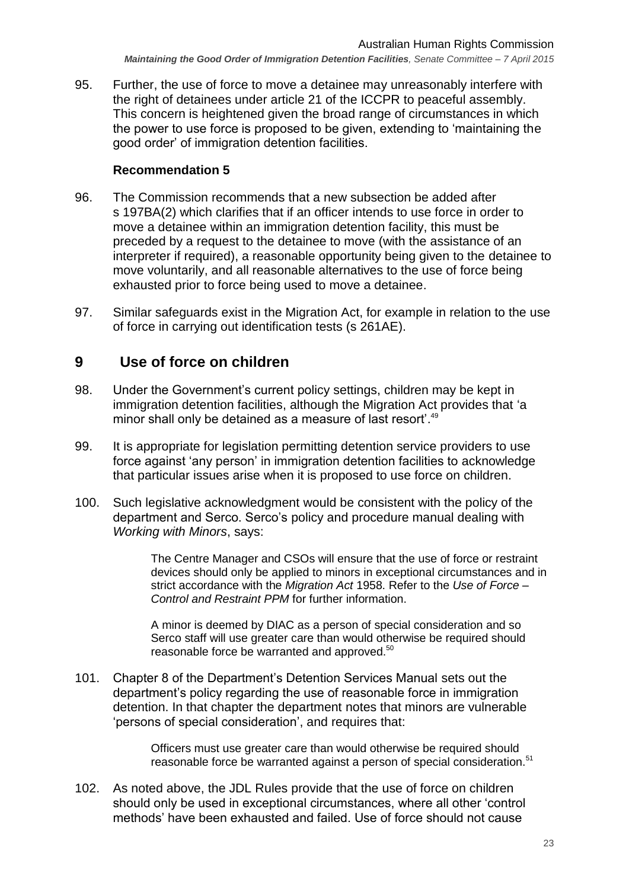95. Further, the use of force to move a detainee may unreasonably interfere with the right of detainees under article 21 of the ICCPR to peaceful assembly. This concern is heightened given the broad range of circumstances in which the power to use force is proposed to be given, extending to 'maintaining the good order' of immigration detention facilities.

**Recommendation 5**

96. The Commission recommends that a new subsection be added after s 197BA(2) which clarifies that if an officer intends to use force in order to move a detainee within an immigration detention facility, this must be preceded by a request to the detainee to move (with the assistance of an interpreter if required), a reasonable opportunity being given to the detainee to move voluntarily, and all reasonable alternatives to the use of force being exhausted prior to force being used to move a detainee.

97. Similar safeguards exist in the Migration Act, for example in relation to the use of force in carrying out identification tests (s 261AE).

## 9 Use of force on children

98. Under the Government's current policy settings, children may be kept in immigration detention facilities, although the Migration Act provides that 'a minor shall only be detained as a measure of last resort'.[49]

99. It is appropriate for legislation permitting detention service providers to use force against 'any person' in immigration detention facilities to acknowledge that particular issues arise when it is proposed to use force on children.

100. Such legislative acknowledgment would be consistent with the policy of the department and Serco. Serco's policy and procedure manual dealing with *Working with Minors*, says:

> The Centre Manager and CSOs will ensure that the use of force or restraint devices should only be applied to minors in exceptional circumstances and in strict accordance with the *Migration Act* 1958. Refer to the *Use of Force – Control and Restraint PPM* for further information.
>
> A minor is deemed by DIAC as a person of special consideration and so Serco staff will use greater care than would otherwise be required should reasonable force be warranted and approved.[50]

101. Chapter 8 of the Department's Detention Services Manual sets out the department's policy regarding the use of reasonable force in immigration detention. In that chapter the department notes that minors are vulnerable 'persons of special consideration', and requires that:

> Officers must use greater care than would otherwise be required should reasonable force be warranted against a person of special consideration.[51]

102. As noted above, the JDL Rules provide that the use of force on children should only be used in exceptional circumstances, where all other 'control methods' have been exhausted and failed. Use of force should not cause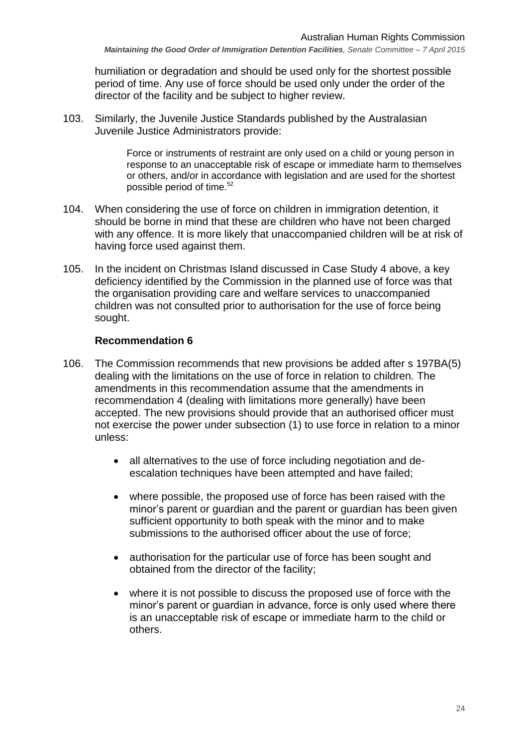humiliation or degradation and should be used only for the shortest possible period of time. Any use of force should be used only under the order of the director of the facility and be subject to higher review.

103. Similarly, the Juvenile Justice Standards published by the Australasian Juvenile Justice Administrators provide:

> Force or instruments of restraint are only used on a child or young person in response to an unacceptable risk of escape or immediate harm to themselves or others, and/or in accordance with legislation and are used for the shortest possible period of time.[52]

104. When considering the use of force on children in immigration detention, it should be borne in mind that these are children who have not been charged with any offence. It is more likely that unaccompanied children will be at risk of having force used against them.

105. In the incident on Christmas Island discussed in Case Study 4 above, a key deficiency identified by the Commission in the planned use of force was that the organisation providing care and welfare services to unaccompanied children was not consulted prior to authorisation for the use of force being sought.

### Recommendation 6

106. The Commission recommends that new provisions be added after s 197BA(5) dealing with the limitations on the use of force in relation to children. The amendments in this recommendation assume that the amendments in recommendation 4 (dealing with limitations more generally) have been accepted. The new provisions should provide that an authorised officer must not exercise the power under subsection (1) to use force in relation to a minor unless:

- all alternatives to the use of force including negotiation and de-escalation techniques have been attempted and have failed;
- where possible, the proposed use of force has been raised with the minor's parent or guardian and the parent or guardian has been given sufficient opportunity to both speak with the minor and to make submissions to the authorised officer about the use of force;
- authorisation for the particular use of force has been sought and obtained from the director of the facility;
- where it is not possible to discuss the proposed use of force with the minor's parent or guardian in advance, force is only used where there is an unacceptable risk of escape or immediate harm to the child or others.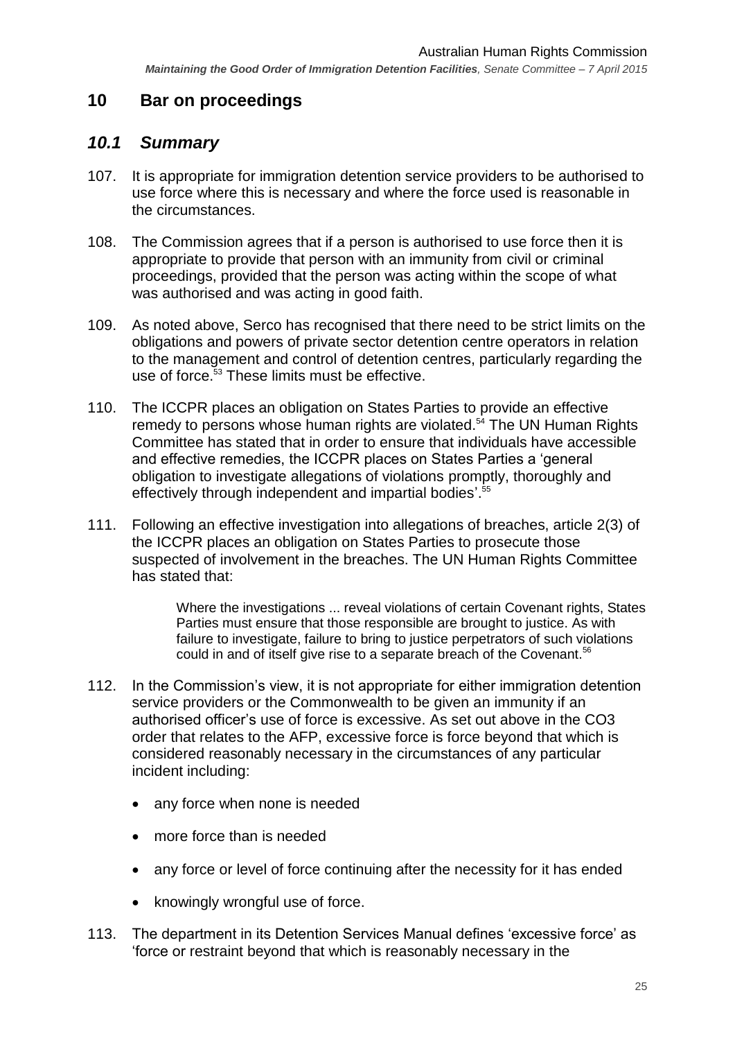## 10 Bar on proceedings

### *10.1 Summary*

107. It is appropriate for immigration detention service providers to be authorised to use force where this is necessary and where the force used is reasonable in the circumstances.

108. The Commission agrees that if a person is authorised to use force then it is appropriate to provide that person with an immunity from civil or criminal proceedings, provided that the person was acting within the scope of what was authorised and was acting in good faith.

109. As noted above, Serco has recognised that there need to be strict limits on the obligations and powers of private sector detention centre operators in relation to the management and control of detention centres, particularly regarding the use of force.[53] These limits must be effective.

110. The ICCPR places an obligation on States Parties to provide an effective remedy to persons whose human rights are violated.[54] The UN Human Rights Committee has stated that in order to ensure that individuals have accessible and effective remedies, the ICCPR places on States Parties a 'general obligation to investigate allegations of violations promptly, thoroughly and effectively through independent and impartial bodies'.[55]

111. Following an effective investigation into allegations of breaches, article 2(3) of the ICCPR places an obligation on States Parties to prosecute those suspected of involvement in the breaches. The UN Human Rights Committee has stated that:

> Where the investigations ... reveal violations of certain Covenant rights, States Parties must ensure that those responsible are brought to justice. As with failure to investigate, failure to bring to justice perpetrators of such violations could in and of itself give rise to a separate breach of the Covenant.[56]

112. In the Commission's view, it is not appropriate for either immigration detention service providers or the Commonwealth to be given an immunity if an authorised officer's use of force is excessive. As set out above in the CO3 order that relates to the AFP, excessive force is force beyond that which is considered reasonably necessary in the circumstances of any particular incident including:

- any force when none is needed
- more force than is needed
- any force or level of force continuing after the necessity for it has ended
- knowingly wrongful use of force.

113. The department in its Detention Services Manual defines 'excessive force' as 'force or restraint beyond that which is reasonably necessary in the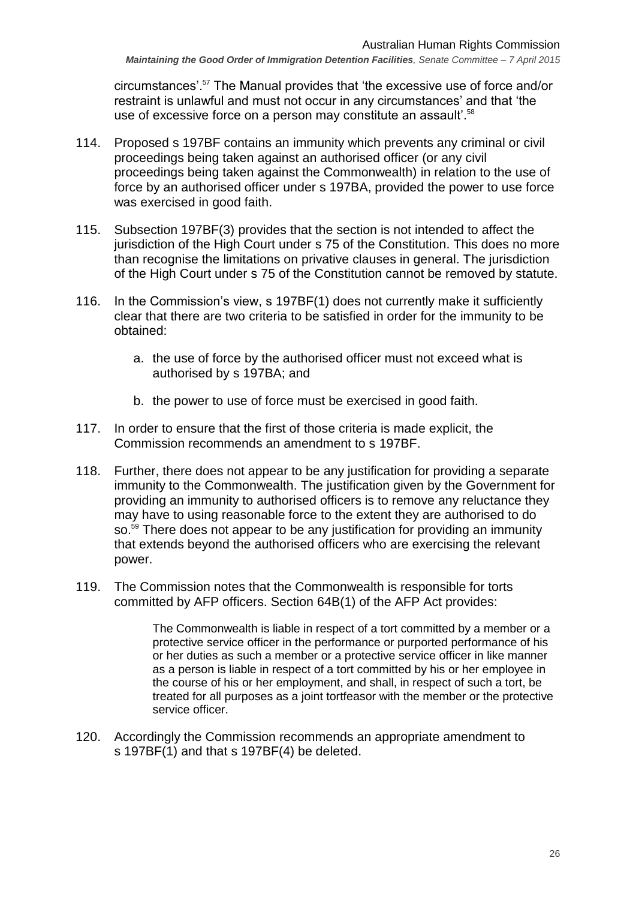circumstances'.[57] The Manual provides that 'the excessive use of force and/or restraint is unlawful and must not occur in any circumstances' and that 'the use of excessive force on a person may constitute an assault'.[58]

114. Proposed s 197BF contains an immunity which prevents any criminal or civil proceedings being taken against an authorised officer (or any civil proceedings being taken against the Commonwealth) in relation to the use of force by an authorised officer under s 197BA, provided the power to use force was exercised in good faith.

115. Subsection 197BF(3) provides that the section is not intended to affect the jurisdiction of the High Court under s 75 of the Constitution. This does no more than recognise the limitations on privative clauses in general. The jurisdiction of the High Court under s 75 of the Constitution cannot be removed by statute.

116. In the Commission's view, s 197BF(1) does not currently make it sufficiently clear that there are two criteria to be satisfied in order for the immunity to be obtained:

    a. the use of force by the authorised officer must not exceed what is authorised by s 197BA; and

    b. the power to use of force must be exercised in good faith.

117. In order to ensure that the first of those criteria is made explicit, the Commission recommends an amendment to s 197BF.

118. Further, there does not appear to be any justification for providing a separate immunity to the Commonwealth. The justification given by the Government for providing an immunity to authorised officers is to remove any reluctance they may have to using reasonable force to the extent they are authorised to do so.[59] There does not appear to be any justification for providing an immunity that extends beyond the authorised officers who are exercising the relevant power.

119. The Commission notes that the Commonwealth is responsible for torts committed by AFP officers. Section 64B(1) of the AFP Act provides:

> The Commonwealth is liable in respect of a tort committed by a member or a protective service officer in the performance or purported performance of his or her duties as such a member or a protective service officer in like manner as a person is liable in respect of a tort committed by his or her employee in the course of his or her employment, and shall, in respect of such a tort, be treated for all purposes as a joint tortfeasor with the member or the protective service officer.

120. Accordingly the Commission recommends an appropriate amendment to s 197BF(1) and that s 197BF(4) be deleted.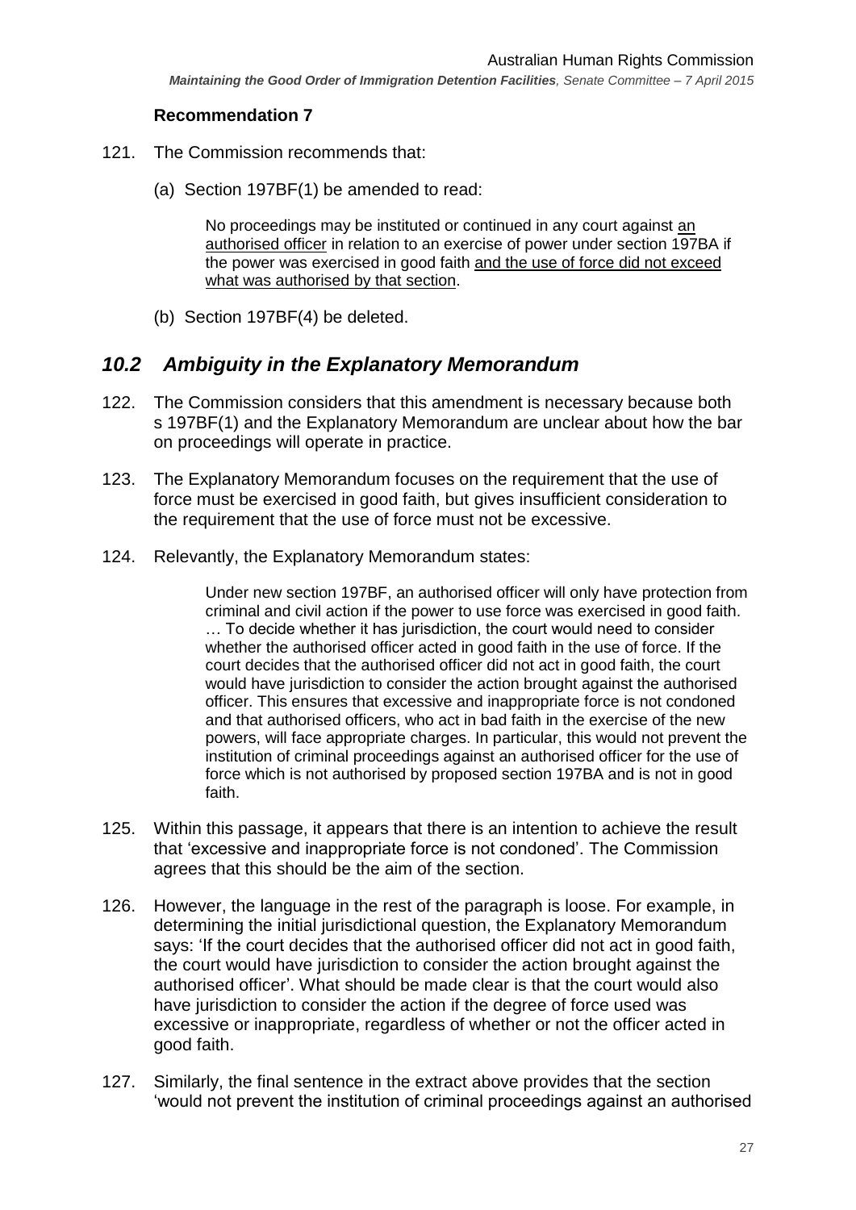**Recommendation 7**

121. The Commission recommends that:

    (a) Section 197BF(1) be amended to read:

    > No proceedings may be instituted or continued in any court against <u>an authorised officer</u> in relation to an exercise of power under section 197BA if the power was exercised in good faith <u>and the use of force did not exceed what was authorised by that section</u>.

    (b) Section 197BF(4) be deleted.

## *10.2 Ambiguity in the Explanatory Memorandum*

122. The Commission considers that this amendment is necessary because both s 197BF(1) and the Explanatory Memorandum are unclear about how the bar on proceedings will operate in practice.

123. The Explanatory Memorandum focuses on the requirement that the use of force must be exercised in good faith, but gives insufficient consideration to the requirement that the use of force must not be excessive.

124. Relevantly, the Explanatory Memorandum states:

    > Under new section 197BF, an authorised officer will only have protection from criminal and civil action if the power to use force was exercised in good faith. … To decide whether it has jurisdiction, the court would need to consider whether the authorised officer acted in good faith in the use of force. If the court decides that the authorised officer did not act in good faith, the court would have jurisdiction to consider the action brought against the authorised officer. This ensures that excessive and inappropriate force is not condoned and that authorised officers, who act in bad faith in the exercise of the new powers, will face appropriate charges. In particular, this would not prevent the institution of criminal proceedings against an authorised officer for the use of force which is not authorised by proposed section 197BA and is not in good faith.

125. Within this passage, it appears that there is an intention to achieve the result that 'excessive and inappropriate force is not condoned'. The Commission agrees that this should be the aim of the section.

126. However, the language in the rest of the paragraph is loose. For example, in determining the initial jurisdictional question, the Explanatory Memorandum says: 'If the court decides that the authorised officer did not act in good faith, the court would have jurisdiction to consider the action brought against the authorised officer'. What should be made clear is that the court would also have jurisdiction to consider the action if the degree of force used was excessive or inappropriate, regardless of whether or not the officer acted in good faith.

127. Similarly, the final sentence in the extract above provides that the section 'would not prevent the institution of criminal proceedings against an authorised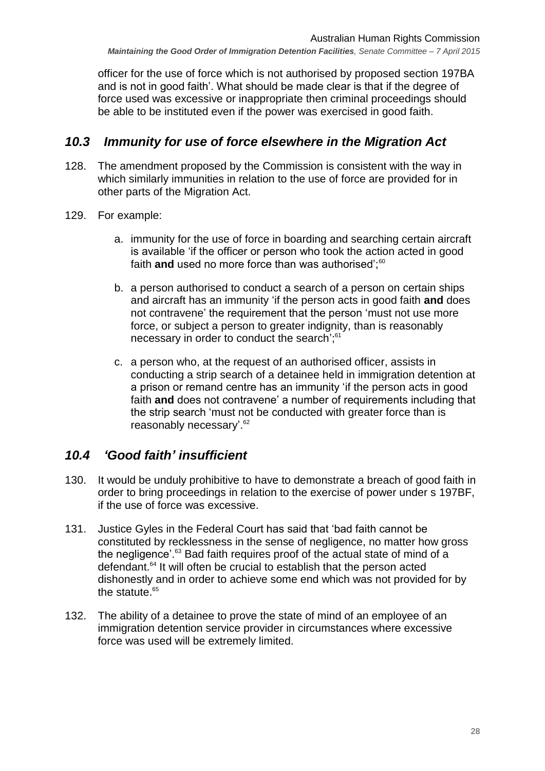officer for the use of force which is not authorised by proposed section 197BA and is not in good faith'. What should be made clear is that if the degree of force used was excessive or inappropriate then criminal proceedings should be able to be instituted even if the power was exercised in good faith.

## *10.3 Immunity for use of force elsewhere in the Migration Act*

128. The amendment proposed by the Commission is consistent with the way in which similarly immunities in relation to the use of force are provided for in other parts of the Migration Act.

129. For example:

    a. immunity for the use of force in boarding and searching certain aircraft is available 'if the officer or person who took the action acted in good faith **and** used no more force than was authorised';[60]

    b. a person authorised to conduct a search of a person on certain ships and aircraft has an immunity 'if the person acts in good faith **and** does not contravene' the requirement that the person 'must not use more force, or subject a person to greater indignity, than is reasonably necessary in order to conduct the search';[61]

    c. a person who, at the request of an authorised officer, assists in conducting a strip search of a detainee held in immigration detention at a prison or remand centre has an immunity 'if the person acts in good faith **and** does not contravene' a number of requirements including that the strip search 'must not be conducted with greater force than is reasonably necessary'.[62]

## *10.4 'Good faith' insufficient*

130. It would be unduly prohibitive to have to demonstrate a breach of good faith in order to bring proceedings in relation to the exercise of power under s 197BF, if the use of force was excessive.

131. Justice Gyles in the Federal Court has said that 'bad faith cannot be constituted by recklessness in the sense of negligence, no matter how gross the negligence'.[63] Bad faith requires proof of the actual state of mind of a defendant.[64] It will often be crucial to establish that the person acted dishonestly and in order to achieve some end which was not provided for by the statute.[65]

132. The ability of a detainee to prove the state of mind of an employee of an immigration detention service provider in circumstances where excessive force was used will be extremely limited.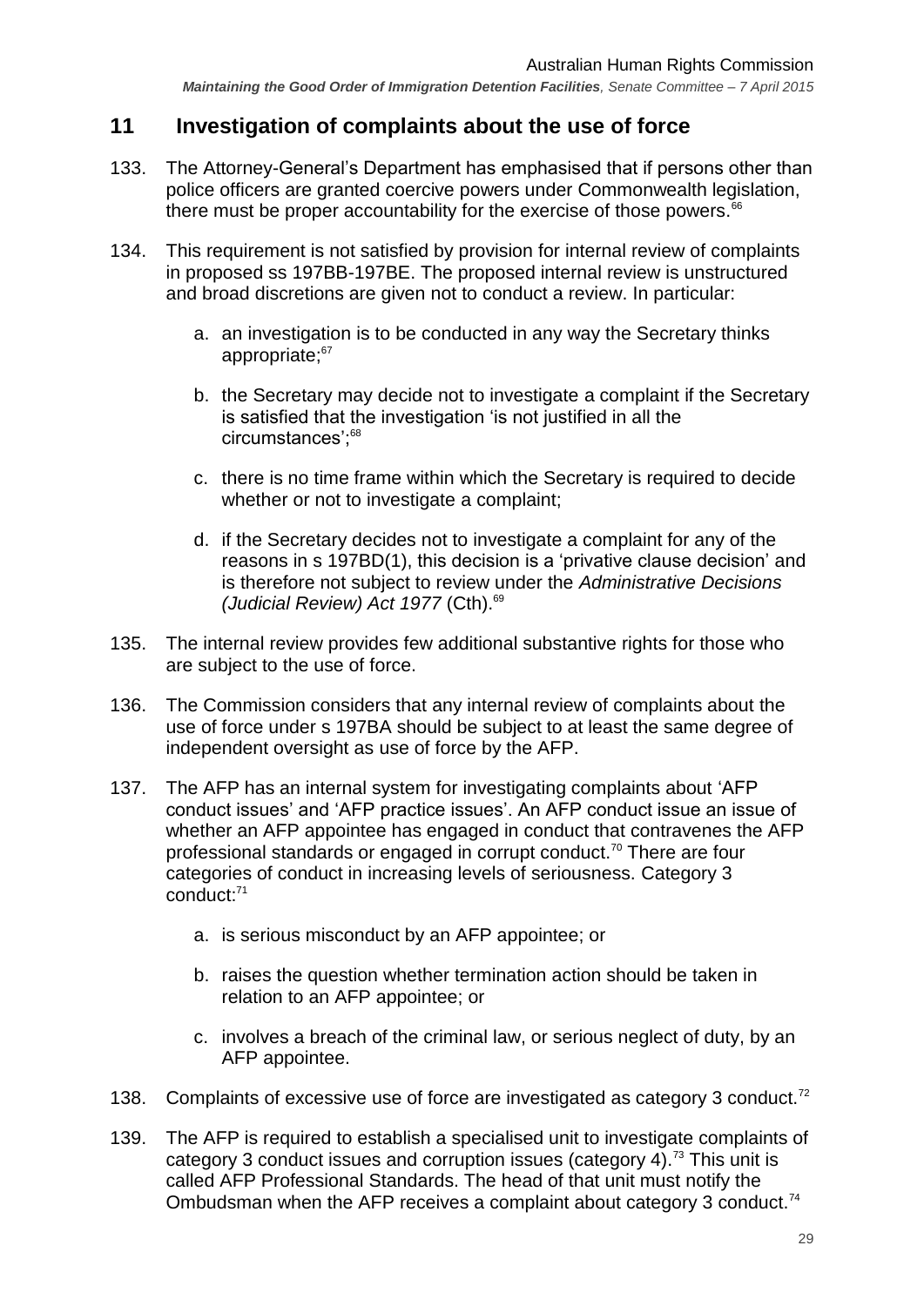## 11 Investigation of complaints about the use of force

133. The Attorney-General's Department has emphasised that if persons other than police officers are granted coercive powers under Commonwealth legislation, there must be proper accountability for the exercise of those powers.[66]

134. This requirement is not satisfied by provision for internal review of complaints in proposed ss 197BB-197BE. The proposed internal review is unstructured and broad discretions are given not to conduct a review. In particular:

    a. an investigation is to be conducted in any way the Secretary thinks appropriate;[67]

    b. the Secretary may decide not to investigate a complaint if the Secretary is satisfied that the investigation 'is not justified in all the circumstances';[68]

    c. there is no time frame within which the Secretary is required to decide whether or not to investigate a complaint;

    d. if the Secretary decides not to investigate a complaint for any of the reasons in s 197BD(1), this decision is a 'privative clause decision' and is therefore not subject to review under the *Administrative Decisions (Judicial Review) Act 1977* (Cth).[69]

135. The internal review provides few additional substantive rights for those who are subject to the use of force.

136. The Commission considers that any internal review of complaints about the use of force under s 197BA should be subject to at least the same degree of independent oversight as use of force by the AFP.

137. The AFP has an internal system for investigating complaints about 'AFP conduct issues' and 'AFP practice issues'. An AFP conduct issue an issue of whether an AFP appointee has engaged in conduct that contravenes the AFP professional standards or engaged in corrupt conduct.[70] There are four categories of conduct in increasing levels of seriousness. Category 3 conduct:[71]

    a. is serious misconduct by an AFP appointee; or

    b. raises the question whether termination action should be taken in relation to an AFP appointee; or

    c. involves a breach of the criminal law, or serious neglect of duty, by an AFP appointee.

138. Complaints of excessive use of force are investigated as category 3 conduct.[72]

139. The AFP is required to establish a specialised unit to investigate complaints of category 3 conduct issues and corruption issues (category 4).[73] This unit is called AFP Professional Standards. The head of that unit must notify the Ombudsman when the AFP receives a complaint about category 3 conduct.[74]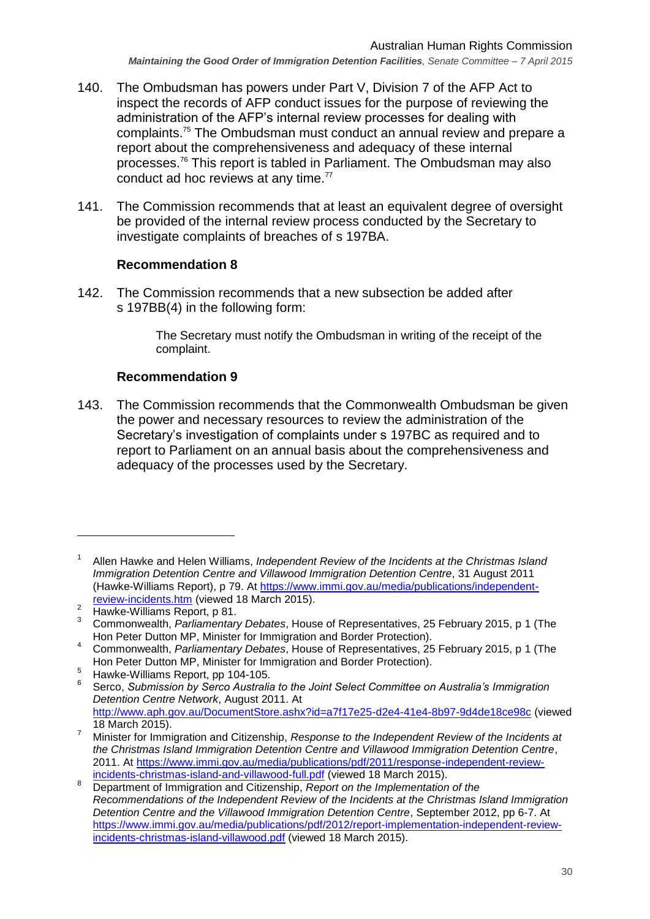140. The Ombudsman has powers under Part V, Division 7 of the AFP Act to inspect the records of AFP conduct issues for the purpose of reviewing the administration of the AFP's internal review processes for dealing with complaints.[75] The Ombudsman must conduct an annual review and prepare a report about the comprehensiveness and adequacy of these internal processes.[76] This report is tabled in Parliament. The Ombudsman may also conduct ad hoc reviews at any time.[77]

141. The Commission recommends that at least an equivalent degree of oversight be provided of the internal review process conducted by the Secretary to investigate complaints of breaches of s 197BA.

### Recommendation 8

142. The Commission recommends that a new subsection be added after s 197BB(4) in the following form:

> The Secretary must notify the Ombudsman in writing of the receipt of the complaint.

### Recommendation 9

143. The Commission recommends that the Commonwealth Ombudsman be given the power and necessary resources to review the administration of the Secretary's investigation of complaints under s 197BC as required and to report to Parliament on an annual basis about the comprehensiveness and adequacy of the processes used by the Secretary.

---

1 Allen Hawke and Helen Williams, *Independent Review of the Incidents at the Christmas Island Immigration Detention Centre and Villawood Immigration Detention Centre*, 31 August 2011 (Hawke-Williams Report), p 79. At https://www.immi.gov.au/media/publications/independent-review-incidents.htm (viewed 18 March 2015).

2 Hawke-Williams Report, p 81.

3 Commonwealth, *Parliamentary Debates*, House of Representatives, 25 February 2015, p 1 (The Hon Peter Dutton MP, Minister for Immigration and Border Protection).

4 Commonwealth, *Parliamentary Debates*, House of Representatives, 25 February 2015, p 1 (The Hon Peter Dutton MP, Minister for Immigration and Border Protection).

5 Hawke-Williams Report, pp 104-105.

6 Serco, *Submission by Serco Australia to the Joint Select Committee on Australia's Immigration Detention Centre Network*, August 2011. At http://www.aph.gov.au/DocumentStore.ashx?id=a7f17e25-d2e4-41e4-8b97-9d4de18ce98c (viewed 18 March 2015).

7 Minister for Immigration and Citizenship, *Response to the Independent Review of the Incidents at the Christmas Island Immigration Detention Centre and Villawood Immigration Detention Centre*, 2011. At https://www.immi.gov.au/media/publications/pdf/2011/response-independent-review-incidents-christmas-island-and-villawood-full.pdf (viewed 18 March 2015).

8 Department of Immigration and Citizenship, *Report on the Implementation of the Recommendations of the Independent Review of the Incidents at the Christmas Island Immigration Detention Centre and the Villawood Immigration Detention Centre*, September 2012, pp 6-7. At https://www.immi.gov.au/media/publications/pdf/2012/report-implementation-independent-review-incidents-christmas-island-villawood.pdf (viewed 18 March 2015).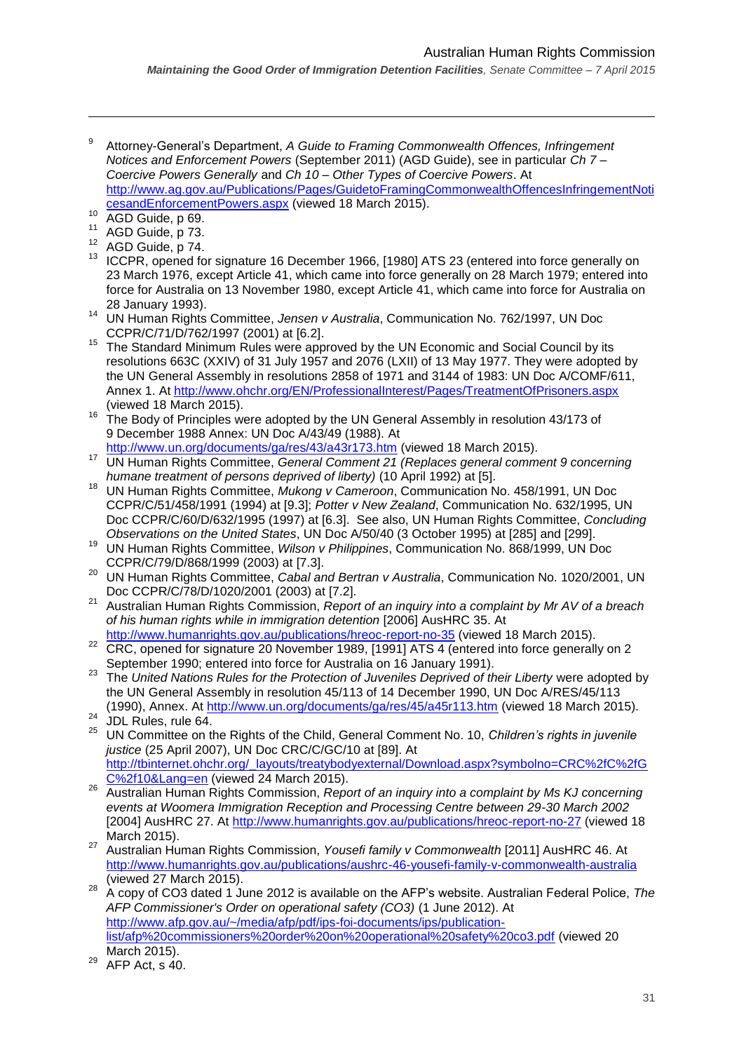[9] Attorney-General's Department, *A Guide to Framing Commonwealth Offences, Infringement Notices and Enforcement Powers* (September 2011) (AGD Guide), see in particular *Ch 7 – Coercive Powers Generally* and *Ch 10 – Other Types of Coercive Powers*. At http://www.ag.gov.au/Publications/Pages/GuidetoFramingCommonwealthOffencesInfringementNoticesandEnforcementPowers.aspx (viewed 18 March 2015).

[10] AGD Guide, p 69.

[11] AGD Guide, p 73.

[12] AGD Guide, p 74.

[13] ICCPR, opened for signature 16 December 1966, [1980] ATS 23 (entered into force generally on 23 March 1976, except Article 41, which came into force generally on 28 March 1979; entered into force for Australia on 13 November 1980, except Article 41, which came into force for Australia on 28 January 1993).

[14] UN Human Rights Committee, *Jensen v Australia*, Communication No. 762/1997, UN Doc CCPR/C/71/D/762/1997 (2001) at [6.2].

[15] The Standard Minimum Rules were approved by the UN Economic and Social Council by its resolutions 663C (XXIV) of 31 July 1957 and 2076 (LXII) of 13 May 1977. They were adopted by the UN General Assembly in resolutions 2858 of 1971 and 3144 of 1983: UN Doc A/COMF/611, Annex 1. At http://www.ohchr.org/EN/ProfessionalInterest/Pages/TreatmentOfPrisoners.aspx (viewed 18 March 2015).

[16] The Body of Principles were adopted by the UN General Assembly in resolution 43/173 of 9 December 1988 Annex: UN Doc A/43/49 (1988). At http://www.un.org/documents/ga/res/43/a43r173.htm (viewed 18 March 2015).

[17] UN Human Rights Committee, *General Comment 21 (Replaces general comment 9 concerning humane treatment of persons deprived of liberty)* (10 April 1992) at [5].

[18] UN Human Rights Committee, *Mukong v Cameroon*, Communication No. 458/1991, UN Doc CCPR/C/51/458/1991 (1994) at [9.3]; *Potter v New Zealand*, Communication No. 632/1995, UN Doc CCPR/C/60/D/632/1995 (1997) at [6.3]. See also, UN Human Rights Committee, *Concluding Observations on the United States*, UN Doc A/50/40 (3 October 1995) at [285] and [299].

[19] UN Human Rights Committee, *Wilson v Philippines*, Communication No. 868/1999, UN Doc CCPR/C/79/D/868/1999 (2003) at [7.3].

[20] UN Human Rights Committee, *Cabal and Bertran v Australia*, Communication No. 1020/2001, UN Doc CCPR/C/78/D/1020/2001 (2003) at [7.2].

[21] Australian Human Rights Commission, *Report of an inquiry into a complaint by Mr AV of a breach of his human rights while in immigration detention* [2006] AusHRC 35. At http://www.humanrights.gov.au/publications/hreoc-report-no-35 (viewed 18 March 2015).

[22] CRC, opened for signature 20 November 1989, [1991] ATS 4 (entered into force generally on 2 September 1990; entered into force for Australia on 16 January 1991).

[23] The *United Nations Rules for the Protection of Juveniles Deprived of their Liberty* were adopted by the UN General Assembly in resolution 45/113 of 14 December 1990, UN Doc A/RES/45/113 (1990), Annex. At http://www.un.org/documents/ga/res/45/a45r113.htm (viewed 18 March 2015).

[24] JDL Rules, rule 64.

[25] UN Committee on the Rights of the Child, General Comment No. 10, *Children's rights in juvenile justice* (25 April 2007), UN Doc CRC/C/GC/10 at [89]. At http://tbinternet.ohchr.org/_layouts/treatybodyexternal/Download.aspx?symbolno=CRC%2fC%2fGC%2f10&Lang=en (viewed 24 March 2015).

[26] Australian Human Rights Commission, *Report of an inquiry into a complaint by Ms KJ concerning events at Woomera Immigration Reception and Processing Centre between 29-30 March 2002* [2004] AusHRC 27. At http://www.humanrights.gov.au/publications/hreoc-report-no-27 (viewed 18 March 2015).

[27] Australian Human Rights Commission, *Yousefi family v Commonwealth* [2011] AusHRC 46. At http://www.humanrights.gov.au/publications/aushrc-46-yousefi-family-v-commonwealth-australia (viewed 27 March 2015).

[28] A copy of CO3 dated 1 June 2012 is available on the AFP's website. Australian Federal Police, *The AFP Commissioner's Order on operational safety (CO3)* (1 June 2012). At http://www.afp.gov.au/~/media/afp/pdf/ips-foi-documents/ips/publication-list/afp%20commissioners%20order%20on%20operational%20safety%20co3.pdf (viewed 20 March 2015).

[29] AFP Act, s 40.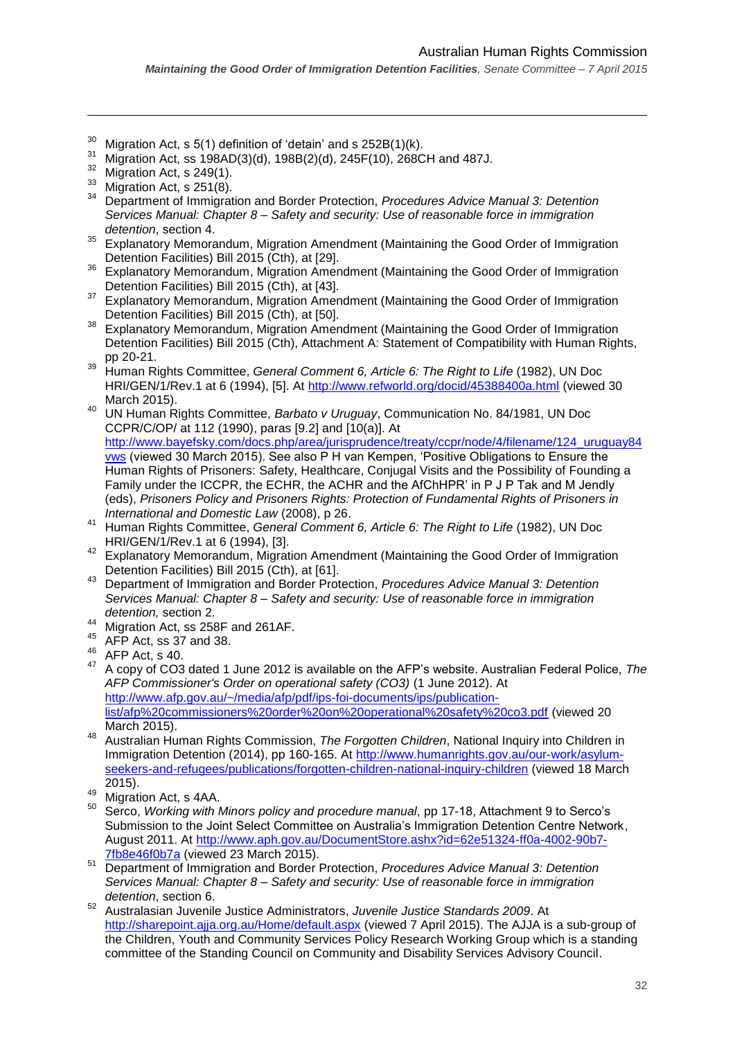[30] Migration Act, s 5(1) definition of 'detain' and s 252B(1)(k).

[31] Migration Act, ss 198AD(3)(d), 198B(2)(d), 245F(10), 268CH and 487J.

[32] Migration Act, s 249(1).

[33] Migration Act, s 251(8).

[34] Department of Immigration and Border Protection, *Procedures Advice Manual 3: Detention Services Manual: Chapter 8 – Safety and security: Use of reasonable force in immigration detention*, section 4.

[35] Explanatory Memorandum, Migration Amendment (Maintaining the Good Order of Immigration Detention Facilities) Bill 2015 (Cth), at [29].

[36] Explanatory Memorandum, Migration Amendment (Maintaining the Good Order of Immigration Detention Facilities) Bill 2015 (Cth), at [43].

[37] Explanatory Memorandum, Migration Amendment (Maintaining the Good Order of Immigration Detention Facilities) Bill 2015 (Cth), at [50].

[38] Explanatory Memorandum, Migration Amendment (Maintaining the Good Order of Immigration Detention Facilities) Bill 2015 (Cth), Attachment A: Statement of Compatibility with Human Rights, pp 20-21.

[39] Human Rights Committee, *General Comment 6, Article 6: The Right to Life* (1982), UN Doc HRI/GEN/1/Rev.1 at 6 (1994), [5]. At http://www.refworld.org/docid/45388400a.html (viewed 30 March 2015).

[40] UN Human Rights Committee, *Barbato v Uruguay*, Communication No. 84/1981, UN Doc CCPR/C/OP/ at 112 (1990), paras [9.2] and [10(a)]. At http://www.bayefsky.com/docs.php/area/jurisprudence/treaty/ccpr/node/4/filename/124_uruguay84vws (viewed 30 March 2015). See also P H van Kempen, 'Positive Obligations to Ensure the Human Rights of Prisoners: Safety, Healthcare, Conjugal Visits and the Possibility of Founding a Family under the ICCPR, the ECHR, the ACHR and the AfChHPR' in P J P Tak and M Jendly (eds), *Prisoners Policy and Prisoners Rights: Protection of Fundamental Rights of Prisoners in International and Domestic Law* (2008), p 26.

[41] Human Rights Committee, *General Comment 6, Article 6: The Right to Life* (1982), UN Doc HRI/GEN/1/Rev.1 at 6 (1994), [3].

[42] Explanatory Memorandum, Migration Amendment (Maintaining the Good Order of Immigration Detention Facilities) Bill 2015 (Cth), at [61].

[43] Department of Immigration and Border Protection, *Procedures Advice Manual 3: Detention Services Manual: Chapter 8 – Safety and security: Use of reasonable force in immigration detention,* section 2.

[44] Migration Act, ss 258F and 261AF.

[45] AFP Act, ss 37 and 38.

[46] AFP Act, s 40.

[47] A copy of CO3 dated 1 June 2012 is available on the AFP's website. Australian Federal Police, *The AFP Commissioner's Order on operational safety (CO3)* (1 June 2012). At http://www.afp.gov.au/~/media/afp/pdf/ips-foi-documents/ips/publication-list/afp%20commissioners%20order%20on%20operational%20safety%20co3.pdf (viewed 20 March 2015).

[48] Australian Human Rights Commission, *The Forgotten Children*, National Inquiry into Children in Immigration Detention (2014), pp 160-165. At http://www.humanrights.gov.au/our-work/asylum-seekers-and-refugees/publications/forgotten-children-national-inquiry-children (viewed 18 March 2015).

[49] Migration Act, s 4AA.

[50] Serco, *Working with Minors policy and procedure manual*, pp 17-18, Attachment 9 to Serco's Submission to the Joint Select Committee on Australia's Immigration Detention Centre Network, August 2011. At http://www.aph.gov.au/DocumentStore.ashx?id=62e51324-ff0a-4002-90b7-7fb8e46f0b7a (viewed 23 March 2015).

[51] Department of Immigration and Border Protection, *Procedures Advice Manual 3: Detention Services Manual: Chapter 8 – Safety and security: Use of reasonable force in immigration detention*, section 6.

[52] Australasian Juvenile Justice Administrators, *Juvenile Justice Standards 2009*. At http://sharepoint.ajja.org.au/Home/default.aspx (viewed 7 April 2015). The AJJA is a sub-group of the Children, Youth and Community Services Policy Research Working Group which is a standing committee of the Standing Council on Community and Disability Services Advisory Council.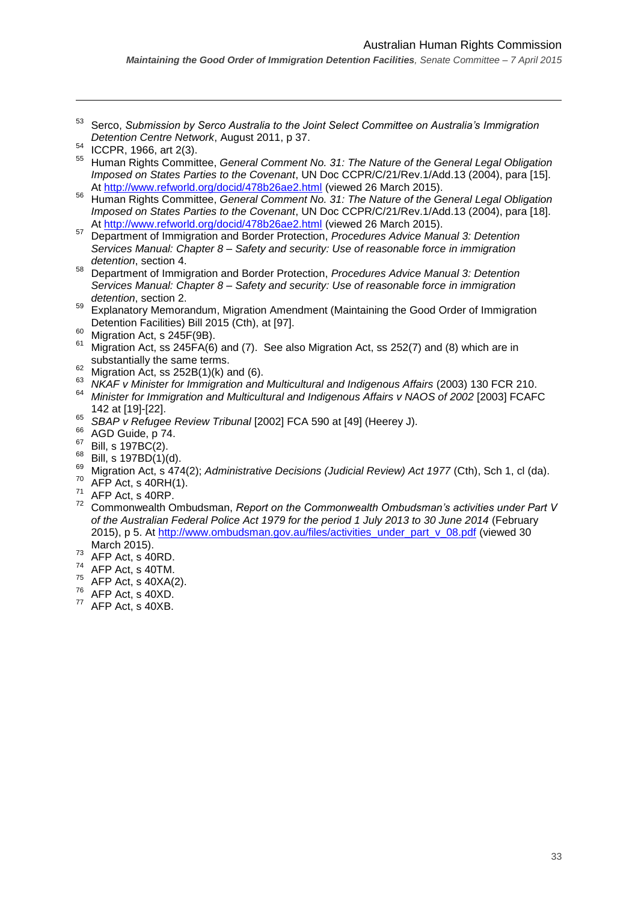[53] Serco, *Submission by Serco Australia to the Joint Select Committee on Australia's Immigration Detention Centre Network*, August 2011, p 37.

[54] ICCPR, 1966, art 2(3).

[55] Human Rights Committee, *General Comment No. 31: The Nature of the General Legal Obligation Imposed on States Parties to the Covenant*, UN Doc CCPR/C/21/Rev.1/Add.13 (2004), para [15]. At http://www.refworld.org/docid/478b26ae2.html (viewed 26 March 2015).

[56] Human Rights Committee, *General Comment No. 31: The Nature of the General Legal Obligation Imposed on States Parties to the Covenant*, UN Doc CCPR/C/21/Rev.1/Add.13 (2004), para [18]. At http://www.refworld.org/docid/478b26ae2.html (viewed 26 March 2015).

[57] Department of Immigration and Border Protection, *Procedures Advice Manual 3: Detention Services Manual: Chapter 8 – Safety and security: Use of reasonable force in immigration detention*, section 4.

[58] Department of Immigration and Border Protection, *Procedures Advice Manual 3: Detention Services Manual: Chapter 8 – Safety and security: Use of reasonable force in immigration detention*, section 2.

[59] Explanatory Memorandum, Migration Amendment (Maintaining the Good Order of Immigration Detention Facilities) Bill 2015 (Cth), at [97].

[60] Migration Act, s 245F(9B).

[61] Migration Act, ss 245FA(6) and (7). See also Migration Act, ss 252(7) and (8) which are in substantially the same terms.

[62] Migration Act, ss 252B(1)(k) and (6).

[63] *NKAF v Minister for Immigration and Multicultural and Indigenous Affairs* (2003) 130 FCR 210.

[64] *Minister for Immigration and Multicultural and Indigenous Affairs v NAOS of 2002* [2003] FCAFC 142 at [19]-[22].

[65] *SBAP v Refugee Review Tribunal* [2002] FCA 590 at [49] (Heerey J).

[66] AGD Guide, p 74.

[67] Bill, s 197BC(2).

[68] Bill, s 197BD(1)(d).

[69] Migration Act, s 474(2); *Administrative Decisions (Judicial Review) Act 1977* (Cth), Sch 1, cl (da).

[70] AFP Act, s 40RH(1).

[71] AFP Act, s 40RP.

[72] Commonwealth Ombudsman, *Report on the Commonwealth Ombudsman's activities under Part V of the Australian Federal Police Act 1979 for the period 1 July 2013 to 30 June 2014* (February 2015), p 5. At http://www.ombudsman.gov.au/files/activities_under_part_v_08.pdf (viewed 30 March 2015).

[73] AFP Act, s 40RD.

[74] AFP Act, s 40TM.

[75] AFP Act, s 40XA(2).

[76] AFP Act, s 40XD.

[77] AFP Act, s 40XB.